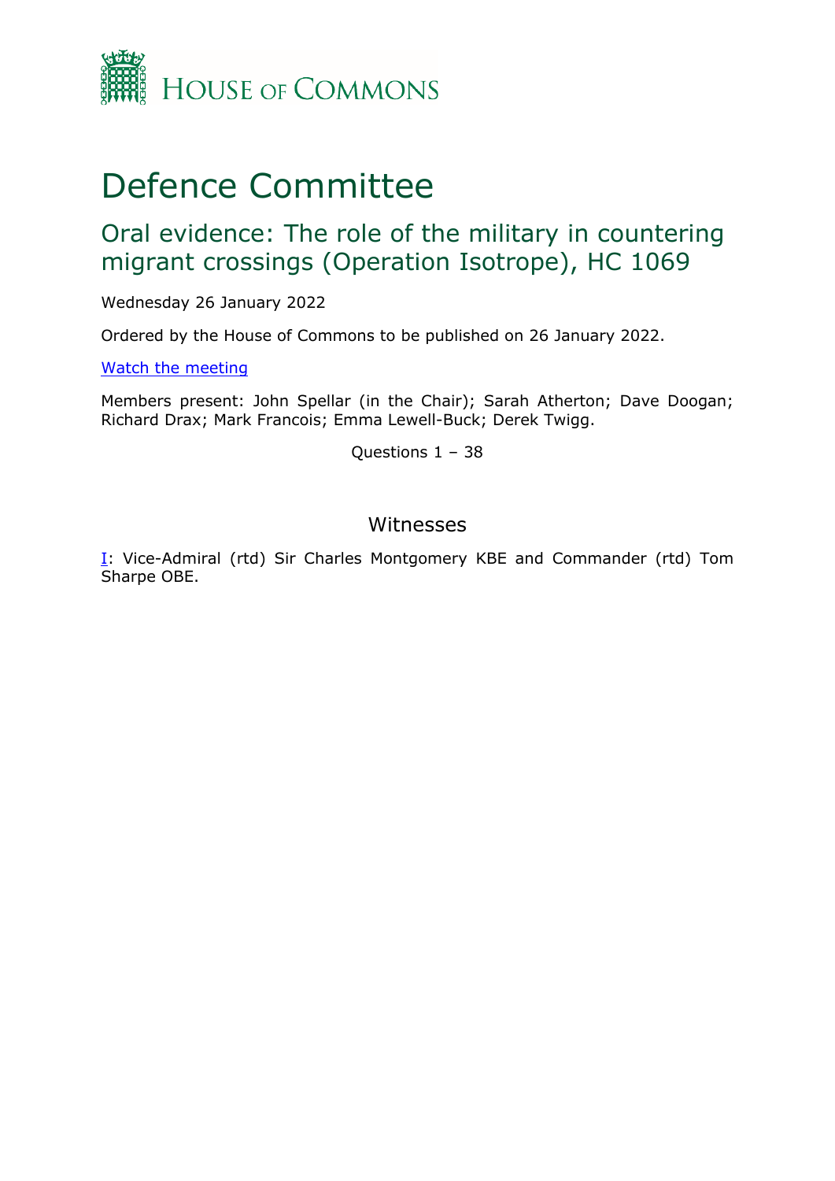HOUSE OF COMMONS

# Defence Committee

## Oral evidence: The role of the military in countering migrant crossings (Operation Isotrope), HC 1069

Wednesday 26 January 2022

Ordered by the House of Commons to be published on 26 January 2022.

[Watch the meeting]

Members present: John Spellar (in the Chair); Sarah Atherton; Dave Doogan; Richard Drax; Mark Francois; Emma Lewell-Buck; Derek Twigg.

Questions 1 – 38

### Witnesses

[I]: Vice-Admiral (rtd) Sir Charles Montgomery KBE and Commander (rtd) Tom Sharpe OBE.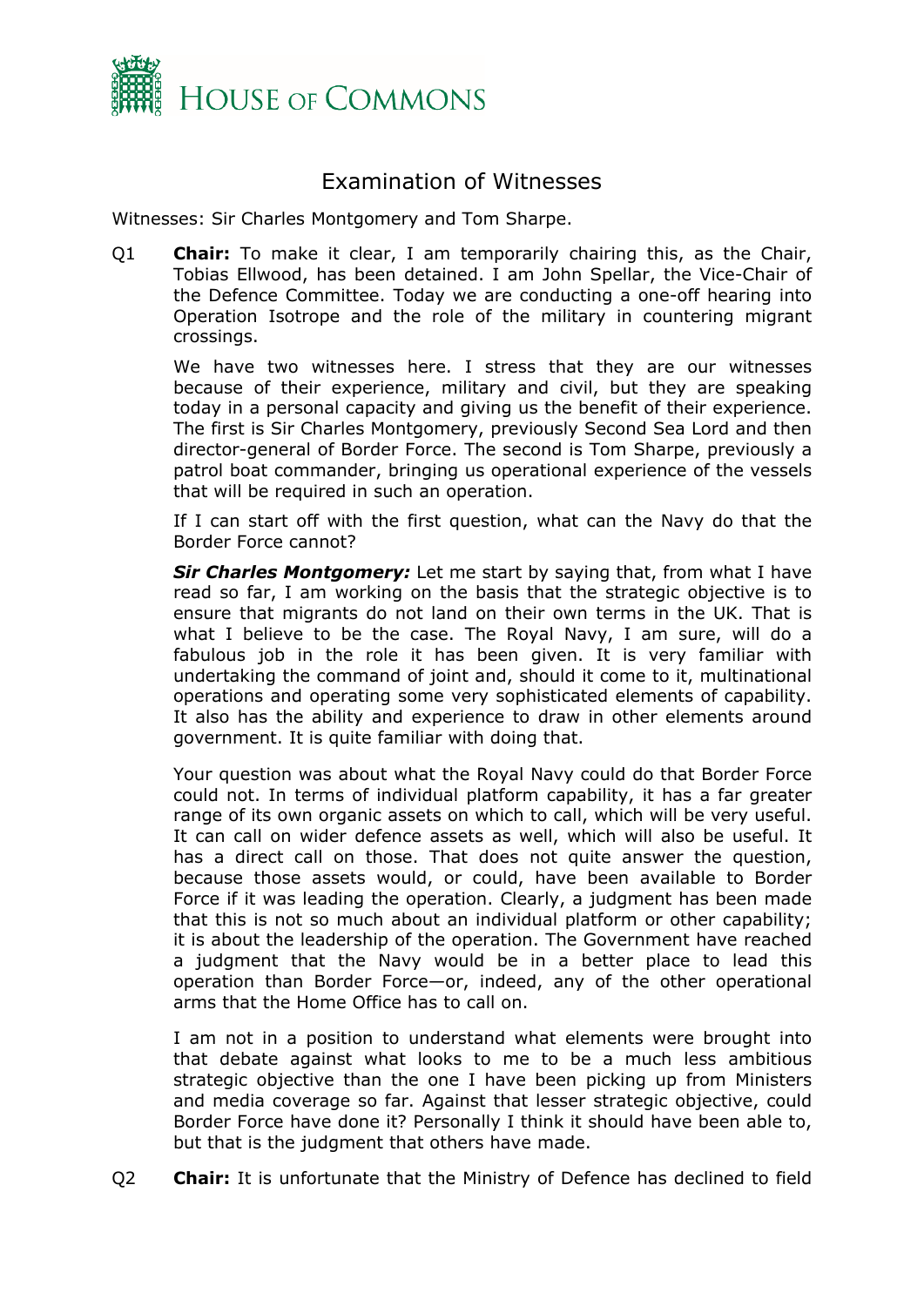# Examination of Witnesses

Witnesses: Sir Charles Montgomery and Tom Sharpe.

Q1 **Chair:** To make it clear, I am temporarily chairing this, as the Chair, Tobias Ellwood, has been detained. I am John Spellar, the Vice-Chair of the Defence Committee. Today we are conducting a one-off hearing into Operation Isotrope and the role of the military in countering migrant crossings.

We have two witnesses here. I stress that they are our witnesses because of their experience, military and civil, but they are speaking today in a personal capacity and giving us the benefit of their experience. The first is Sir Charles Montgomery, previously Second Sea Lord and then director-general of Border Force. The second is Tom Sharpe, previously a patrol boat commander, bringing us operational experience of the vessels that will be required in such an operation.

If I can start off with the first question, what can the Navy do that the Border Force cannot?

***Sir Charles Montgomery:*** Let me start by saying that, from what I have read so far, I am working on the basis that the strategic objective is to ensure that migrants do not land on their own terms in the UK. That is what I believe to be the case. The Royal Navy, I am sure, will do a fabulous job in the role it has been given. It is very familiar with undertaking the command of joint and, should it come to it, multinational operations and operating some very sophisticated elements of capability. It also has the ability and experience to draw in other elements around government. It is quite familiar with doing that.

Your question was about what the Royal Navy could do that Border Force could not. In terms of individual platform capability, it has a far greater range of its own organic assets on which to call, which will be very useful. It can call on wider defence assets as well, which will also be useful. It has a direct call on those. That does not quite answer the question, because those assets would, or could, have been available to Border Force if it was leading the operation. Clearly, a judgment has been made that this is not so much about an individual platform or other capability; it is about the leadership of the operation. The Government have reached a judgment that the Navy would be in a better place to lead this operation than Border Force—or, indeed, any of the other operational arms that the Home Office has to call on.

I am not in a position to understand what elements were brought into that debate against what looks to me to be a much less ambitious strategic objective than the one I have been picking up from Ministers and media coverage so far. Against that lesser strategic objective, could Border Force have done it? Personally I think it should have been able to, but that is the judgment that others have made.

Q2 **Chair:** It is unfortunate that the Ministry of Defence has declined to field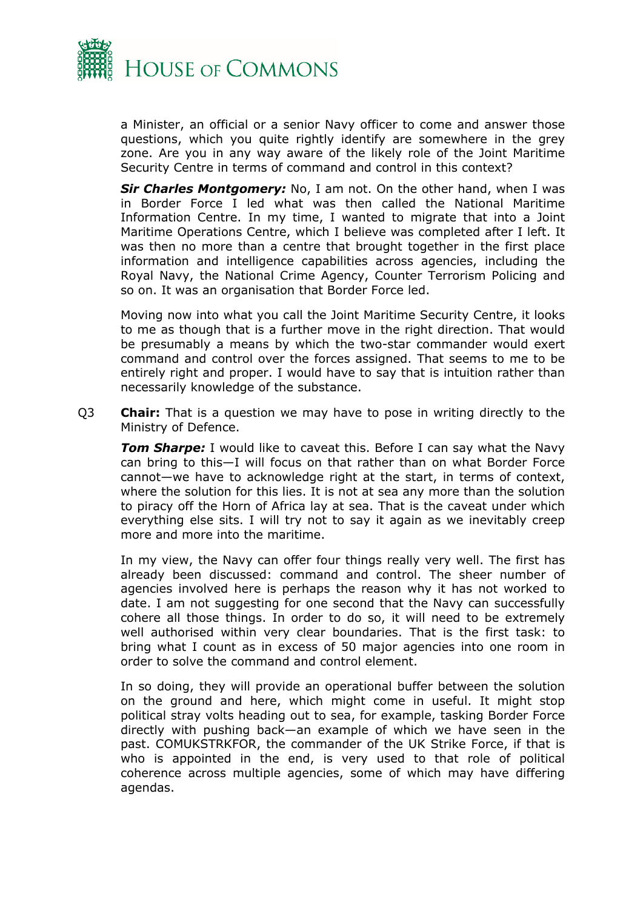a Minister, an official or a senior Navy officer to come and answer those questions, which you quite rightly identify are somewhere in the grey zone. Are you in any way aware of the likely role of the Joint Maritime Security Centre in terms of command and control in this context?

***Sir Charles Montgomery:*** No, I am not. On the other hand, when I was in Border Force I led what was then called the National Maritime Information Centre. In my time, I wanted to migrate that into a Joint Maritime Operations Centre, which I believe was completed after I left. It was then no more than a centre that brought together in the first place information and intelligence capabilities across agencies, including the Royal Navy, the National Crime Agency, Counter Terrorism Policing and so on. It was an organisation that Border Force led.

Moving now into what you call the Joint Maritime Security Centre, it looks to me as though that is a further move in the right direction. That would be presumably a means by which the two-star commander would exert command and control over the forces assigned. That seems to me to be entirely right and proper. I would have to say that is intuition rather than necessarily knowledge of the substance.

Q3 **Chair:** That is a question we may have to pose in writing directly to the Ministry of Defence.

***Tom Sharpe:*** I would like to caveat this. Before I can say what the Navy can bring to this—I will focus on that rather than on what Border Force cannot—we have to acknowledge right at the start, in terms of context, where the solution for this lies. It is not at sea any more than the solution to piracy off the Horn of Africa lay at sea. That is the caveat under which everything else sits. I will try not to say it again as we inevitably creep more and more into the maritime.

In my view, the Navy can offer four things really very well. The first has already been discussed: command and control. The sheer number of agencies involved here is perhaps the reason why it has not worked to date. I am not suggesting for one second that the Navy can successfully cohere all those things. In order to do so, it will need to be extremely well authorised within very clear boundaries. That is the first task: to bring what I count as in excess of 50 major agencies into one room in order to solve the command and control element.

In so doing, they will provide an operational buffer between the solution on the ground and here, which might come in useful. It might stop political stray volts heading out to sea, for example, tasking Border Force directly with pushing back—an example of which we have seen in the past. COMUKSTRKFOR, the commander of the UK Strike Force, if that is who is appointed in the end, is very used to that role of political coherence across multiple agencies, some of which may have differing agendas.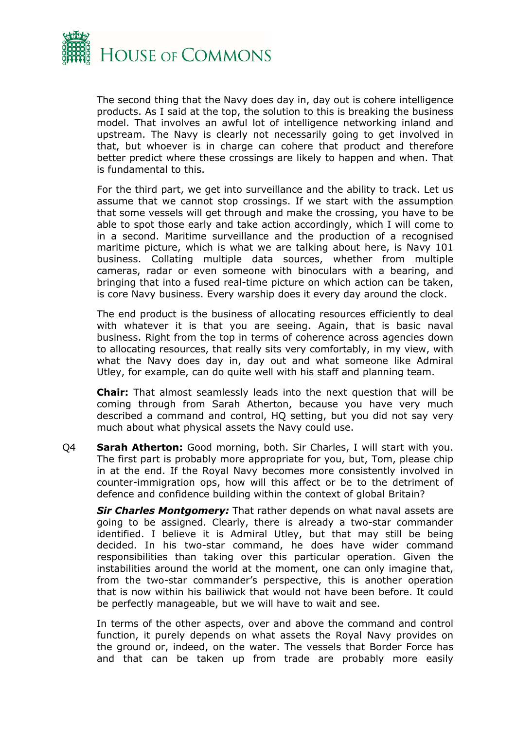The second thing that the Navy does day in, day out is cohere intelligence products. As I said at the top, the solution to this is breaking the business model. That involves an awful lot of intelligence networking inland and upstream. The Navy is clearly not necessarily going to get involved in that, but whoever is in charge can cohere that product and therefore better predict where these crossings are likely to happen and when. That is fundamental to this.

For the third part, we get into surveillance and the ability to track. Let us assume that we cannot stop crossings. If we start with the assumption that some vessels will get through and make the crossing, you have to be able to spot those early and take action accordingly, which I will come to in a second. Maritime surveillance and the production of a recognised maritime picture, which is what we are talking about here, is Navy 101 business. Collating multiple data sources, whether from multiple cameras, radar or even someone with binoculars with a bearing, and bringing that into a fused real-time picture on which action can be taken, is core Navy business. Every warship does it every day around the clock.

The end product is the business of allocating resources efficiently to deal with whatever it is that you are seeing. Again, that is basic naval business. Right from the top in terms of coherence across agencies down to allocating resources, that really sits very comfortably, in my view, with what the Navy does day in, day out and what someone like Admiral Utley, for example, can do quite well with his staff and planning team.

**Chair:** That almost seamlessly leads into the next question that will be coming through from Sarah Atherton, because you have very much described a command and control, HQ setting, but you did not say very much about what physical assets the Navy could use.

Q4 **Sarah Atherton:** Good morning, both. Sir Charles, I will start with you. The first part is probably more appropriate for you, but, Tom, please chip in at the end. If the Royal Navy becomes more consistently involved in counter-immigration ops, how will this affect or be to the detriment of defence and confidence building within the context of global Britain?

***Sir Charles Montgomery:*** That rather depends on what naval assets are going to be assigned. Clearly, there is already a two-star commander identified. I believe it is Admiral Utley, but that may still be being decided. In his two-star command, he does have wider command responsibilities than taking over this particular operation. Given the instabilities around the world at the moment, one can only imagine that, from the two-star commander's perspective, this is another operation that is now within his bailiwick that would not have been before. It could be perfectly manageable, but we will have to wait and see.

In terms of the other aspects, over and above the command and control function, it purely depends on what assets the Royal Navy provides on the ground or, indeed, on the water. The vessels that Border Force has and that can be taken up from trade are probably more easily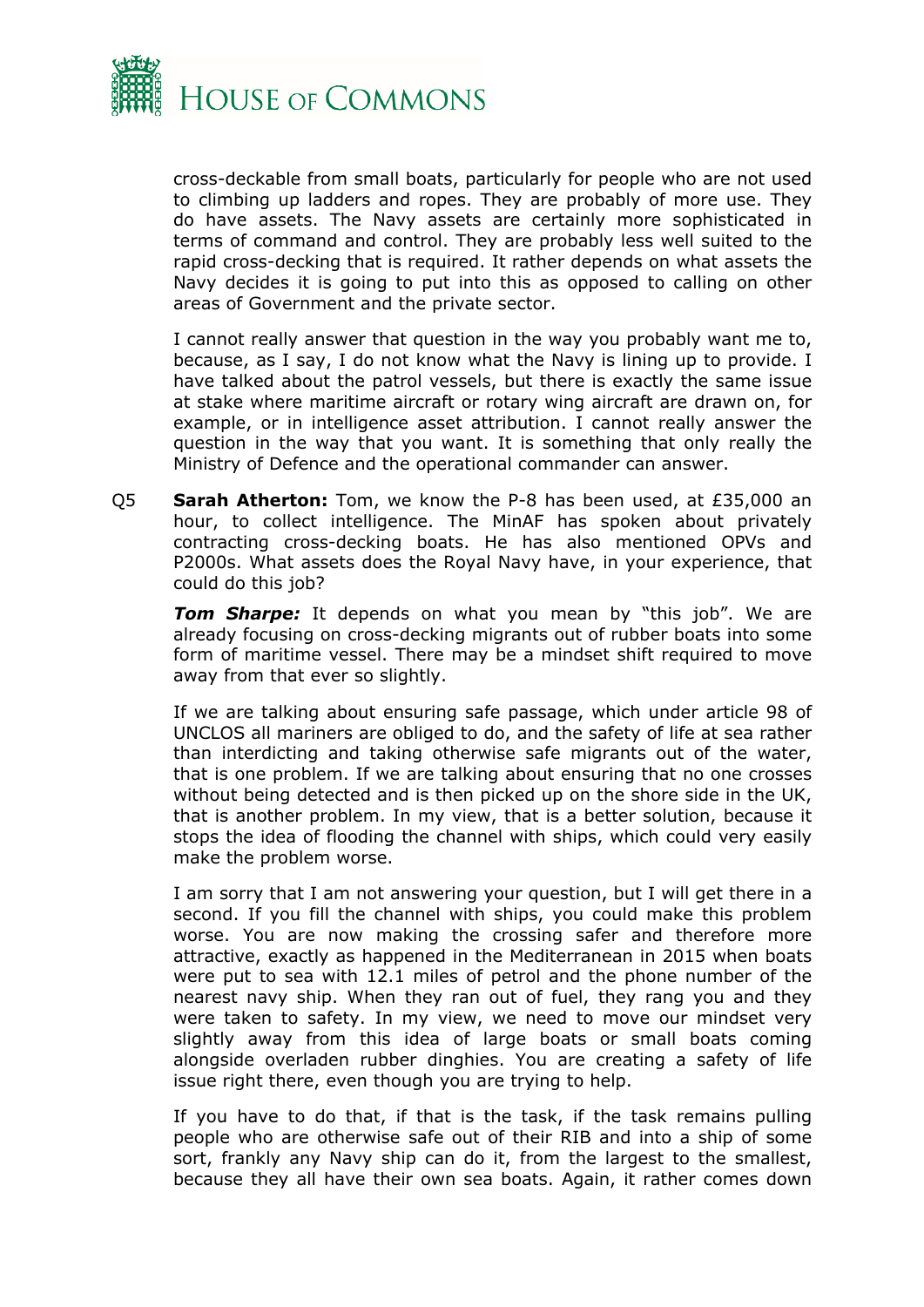cross-deckable from small boats, particularly for people who are not used to climbing up ladders and ropes. They are probably of more use. They do have assets. The Navy assets are certainly more sophisticated in terms of command and control. They are probably less well suited to the rapid cross-decking that is required. It rather depends on what assets the Navy decides it is going to put into this as opposed to calling on other areas of Government and the private sector.

I cannot really answer that question in the way you probably want me to, because, as I say, I do not know what the Navy is lining up to provide. I have talked about the patrol vessels, but there is exactly the same issue at stake where maritime aircraft or rotary wing aircraft are drawn on, for example, or in intelligence asset attribution. I cannot really answer the question in the way that you want. It is something that only really the Ministry of Defence and the operational commander can answer.

Q5 **Sarah Atherton:** Tom, we know the P-8 has been used, at £35,000 an hour, to collect intelligence. The MinAF has spoken about privately contracting cross-decking boats. He has also mentioned OPVs and P2000s. What assets does the Royal Navy have, in your experience, that could do this job?

***Tom Sharpe:*** It depends on what you mean by "this job". We are already focusing on cross-decking migrants out of rubber boats into some form of maritime vessel. There may be a mindset shift required to move away from that ever so slightly.

If we are talking about ensuring safe passage, which under article 98 of UNCLOS all mariners are obliged to do, and the safety of life at sea rather than interdicting and taking otherwise safe migrants out of the water, that is one problem. If we are talking about ensuring that no one crosses without being detected and is then picked up on the shore side in the UK, that is another problem. In my view, that is a better solution, because it stops the idea of flooding the channel with ships, which could very easily make the problem worse.

I am sorry that I am not answering your question, but I will get there in a second. If you fill the channel with ships, you could make this problem worse. You are now making the crossing safer and therefore more attractive, exactly as happened in the Mediterranean in 2015 when boats were put to sea with 12.1 miles of petrol and the phone number of the nearest navy ship. When they ran out of fuel, they rang you and they were taken to safety. In my view, we need to move our mindset very slightly away from this idea of large boats or small boats coming alongside overladen rubber dinghies. You are creating a safety of life issue right there, even though you are trying to help.

If you have to do that, if that is the task, if the task remains pulling people who are otherwise safe out of their RIB and into a ship of some sort, frankly any Navy ship can do it, from the largest to the smallest, because they all have their own sea boats. Again, it rather comes down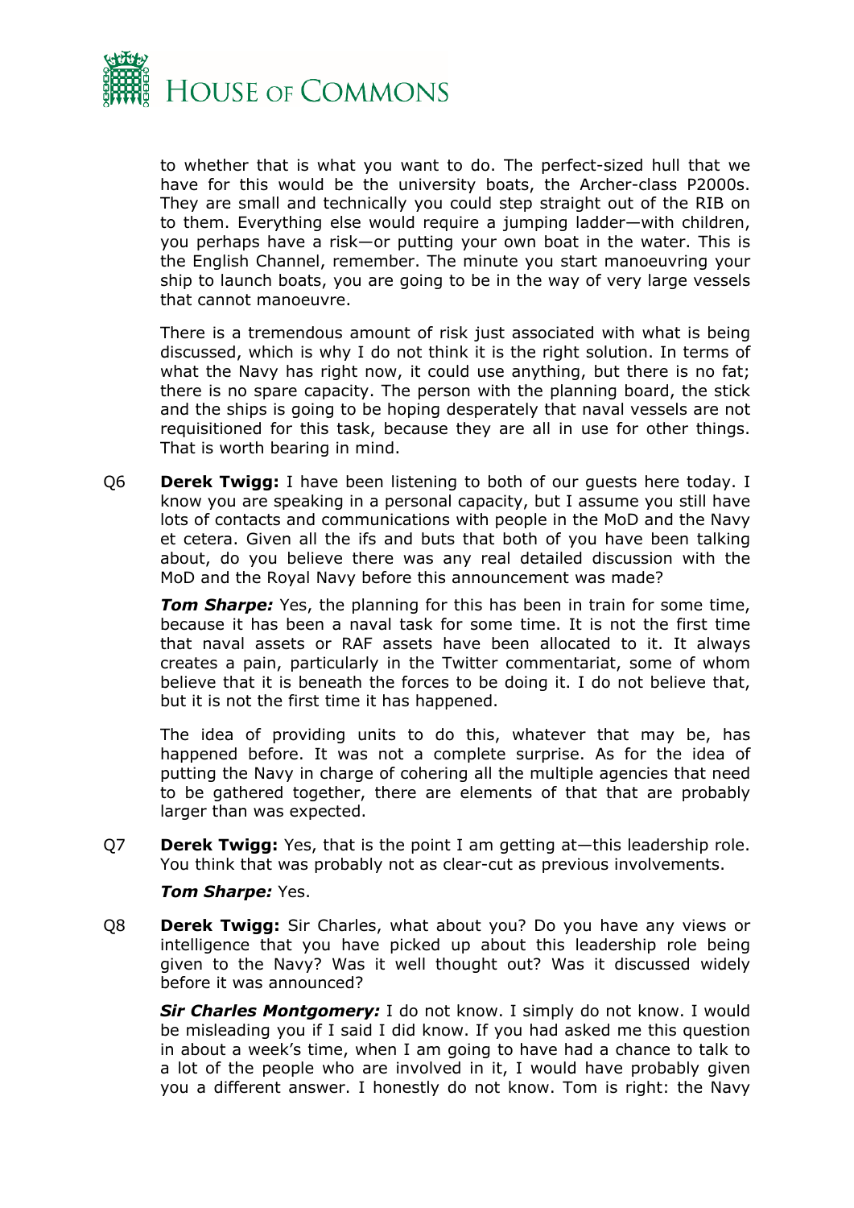to whether that is what you want to do. The perfect-sized hull that we have for this would be the university boats, the Archer-class P2000s. They are small and technically you could step straight out of the RIB on to them. Everything else would require a jumping ladder—with children, you perhaps have a risk—or putting your own boat in the water. This is the English Channel, remember. The minute you start manoeuvring your ship to launch boats, you are going to be in the way of very large vessels that cannot manoeuvre.

There is a tremendous amount of risk just associated with what is being discussed, which is why I do not think it is the right solution. In terms of what the Navy has right now, it could use anything, but there is no fat; there is no spare capacity. The person with the planning board, the stick and the ships is going to be hoping desperately that naval vessels are not requisitioned for this task, because they are all in use for other things. That is worth bearing in mind.

Q6 **Derek Twigg:** I have been listening to both of our guests here today. I know you are speaking in a personal capacity, but I assume you still have lots of contacts and communications with people in the MoD and the Navy et cetera. Given all the ifs and buts that both of you have been talking about, do you believe there was any real detailed discussion with the MoD and the Royal Navy before this announcement was made?

***Tom Sharpe:*** Yes, the planning for this has been in train for some time, because it has been a naval task for some time. It is not the first time that naval assets or RAF assets have been allocated to it. It always creates a pain, particularly in the Twitter commentariat, some of whom believe that it is beneath the forces to be doing it. I do not believe that, but it is not the first time it has happened.

The idea of providing units to do this, whatever that may be, has happened before. It was not a complete surprise. As for the idea of putting the Navy in charge of cohering all the multiple agencies that need to be gathered together, there are elements of that that are probably larger than was expected.

Q7 **Derek Twigg:** Yes, that is the point I am getting at—this leadership role. You think that was probably not as clear-cut as previous involvements.

***Tom Sharpe:*** Yes.

Q8 **Derek Twigg:** Sir Charles, what about you? Do you have any views or intelligence that you have picked up about this leadership role being given to the Navy? Was it well thought out? Was it discussed widely before it was announced?

***Sir Charles Montgomery:*** I do not know. I simply do not know. I would be misleading you if I said I did know. If you had asked me this question in about a week's time, when I am going to have had a chance to talk to a lot of the people who are involved in it, I would have probably given you a different answer. I honestly do not know. Tom is right: the Navy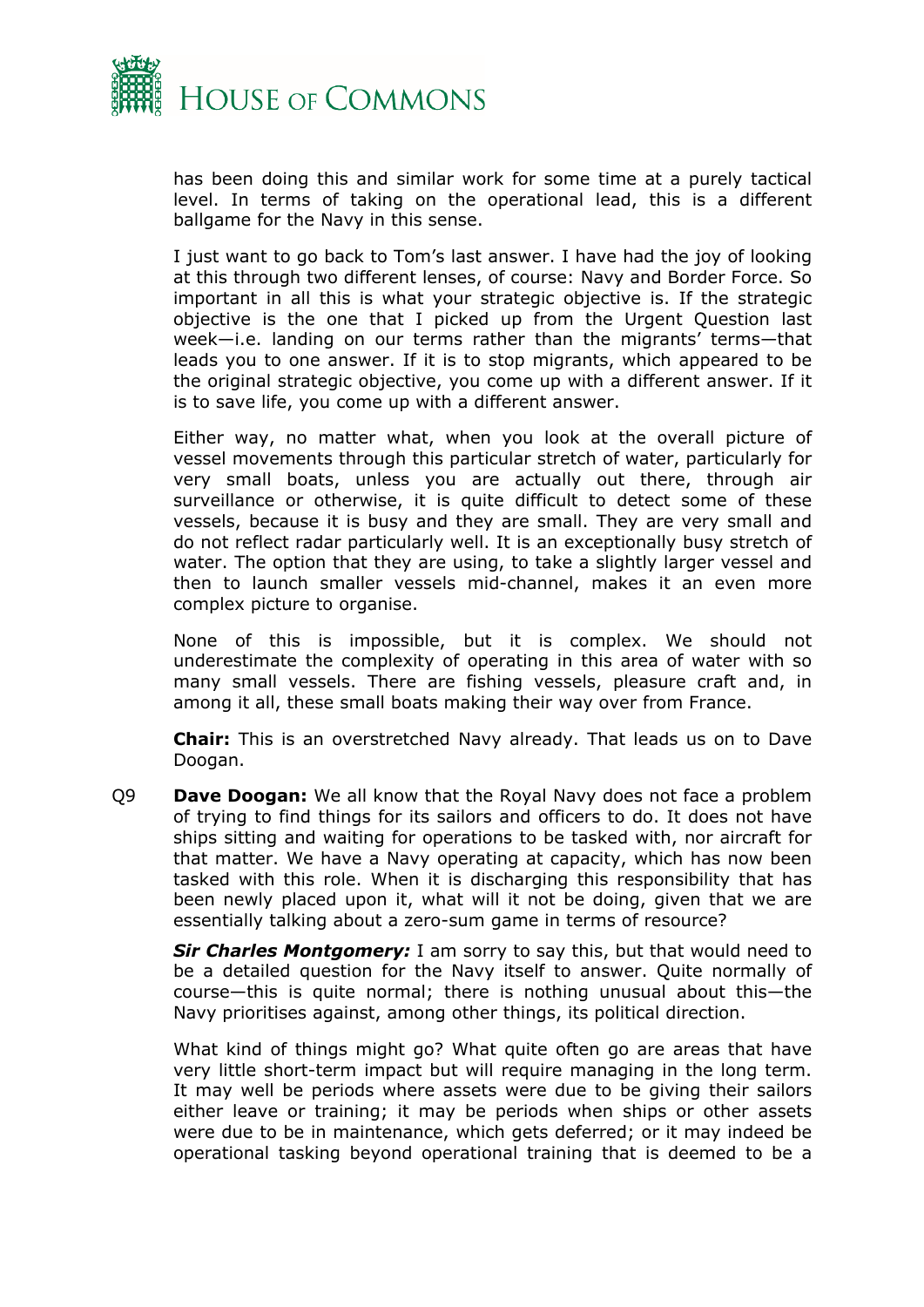has been doing this and similar work for some time at a purely tactical level. In terms of taking on the operational lead, this is a different ballgame for the Navy in this sense.

I just want to go back to Tom's last answer. I have had the joy of looking at this through two different lenses, of course: Navy and Border Force. So important in all this is what your strategic objective is. If the strategic objective is the one that I picked up from the Urgent Question last week—i.e. landing on our terms rather than the migrants' terms—that leads you to one answer. If it is to stop migrants, which appeared to be the original strategic objective, you come up with a different answer. If it is to save life, you come up with a different answer.

Either way, no matter what, when you look at the overall picture of vessel movements through this particular stretch of water, particularly for very small boats, unless you are actually out there, through air surveillance or otherwise, it is quite difficult to detect some of these vessels, because it is busy and they are small. They are very small and do not reflect radar particularly well. It is an exceptionally busy stretch of water. The option that they are using, to take a slightly larger vessel and then to launch smaller vessels mid-channel, makes it an even more complex picture to organise.

None of this is impossible, but it is complex. We should not underestimate the complexity of operating in this area of water with so many small vessels. There are fishing vessels, pleasure craft and, in among it all, these small boats making their way over from France.

**Chair:** This is an overstretched Navy already. That leads us on to Dave Doogan.

Q9 **Dave Doogan:** We all know that the Royal Navy does not face a problem of trying to find things for its sailors and officers to do. It does not have ships sitting and waiting for operations to be tasked with, nor aircraft for that matter. We have a Navy operating at capacity, which has now been tasked with this role. When it is discharging this responsibility that has been newly placed upon it, what will it not be doing, given that we are essentially talking about a zero-sum game in terms of resource?

***Sir Charles Montgomery:*** I am sorry to say this, but that would need to be a detailed question for the Navy itself to answer. Quite normally of course—this is quite normal; there is nothing unusual about this—the Navy prioritises against, among other things, its political direction.

What kind of things might go? What quite often go are areas that have very little short-term impact but will require managing in the long term. It may well be periods where assets were due to be giving their sailors either leave or training; it may be periods when ships or other assets were due to be in maintenance, which gets deferred; or it may indeed be operational tasking beyond operational training that is deemed to be a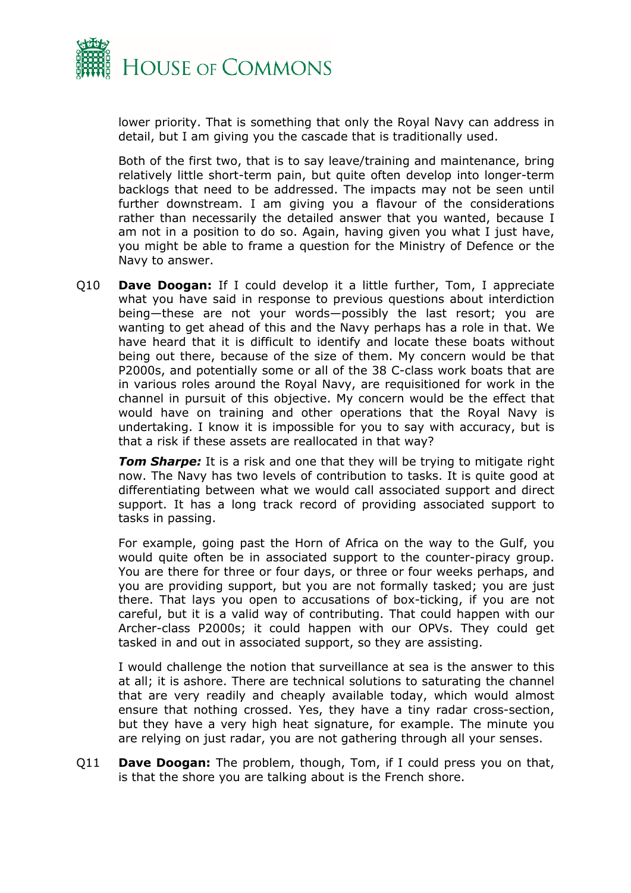lower priority. That is something that only the Royal Navy can address in detail, but I am giving you the cascade that is traditionally used.

Both of the first two, that is to say leave/training and maintenance, bring relatively little short-term pain, but quite often develop into longer-term backlogs that need to be addressed. The impacts may not be seen until further downstream. I am giving you a flavour of the considerations rather than necessarily the detailed answer that you wanted, because I am not in a position to do so. Again, having given you what I just have, you might be able to frame a question for the Ministry of Defence or the Navy to answer.

Q10 **Dave Doogan:** If I could develop it a little further, Tom, I appreciate what you have said in response to previous questions about interdiction being—these are not your words—possibly the last resort; you are wanting to get ahead of this and the Navy perhaps has a role in that. We have heard that it is difficult to identify and locate these boats without being out there, because of the size of them. My concern would be that P2000s, and potentially some or all of the 38 C-class work boats that are in various roles around the Royal Navy, are requisitioned for work in the channel in pursuit of this objective. My concern would be the effect that would have on training and other operations that the Royal Navy is undertaking. I know it is impossible for you to say with accuracy, but is that a risk if these assets are reallocated in that way?

***Tom Sharpe:*** It is a risk and one that they will be trying to mitigate right now. The Navy has two levels of contribution to tasks. It is quite good at differentiating between what we would call associated support and direct support. It has a long track record of providing associated support to tasks in passing.

For example, going past the Horn of Africa on the way to the Gulf, you would quite often be in associated support to the counter-piracy group. You are there for three or four days, or three or four weeks perhaps, and you are providing support, but you are not formally tasked; you are just there. That lays you open to accusations of box-ticking, if you are not careful, but it is a valid way of contributing. That could happen with our Archer-class P2000s; it could happen with our OPVs. They could get tasked in and out in associated support, so they are assisting.

I would challenge the notion that surveillance at sea is the answer to this at all; it is ashore. There are technical solutions to saturating the channel that are very readily and cheaply available today, which would almost ensure that nothing crossed. Yes, they have a tiny radar cross-section, but they have a very high heat signature, for example. The minute you are relying on just radar, you are not gathering through all your senses.

Q11 **Dave Doogan:** The problem, though, Tom, if I could press you on that, is that the shore you are talking about is the French shore.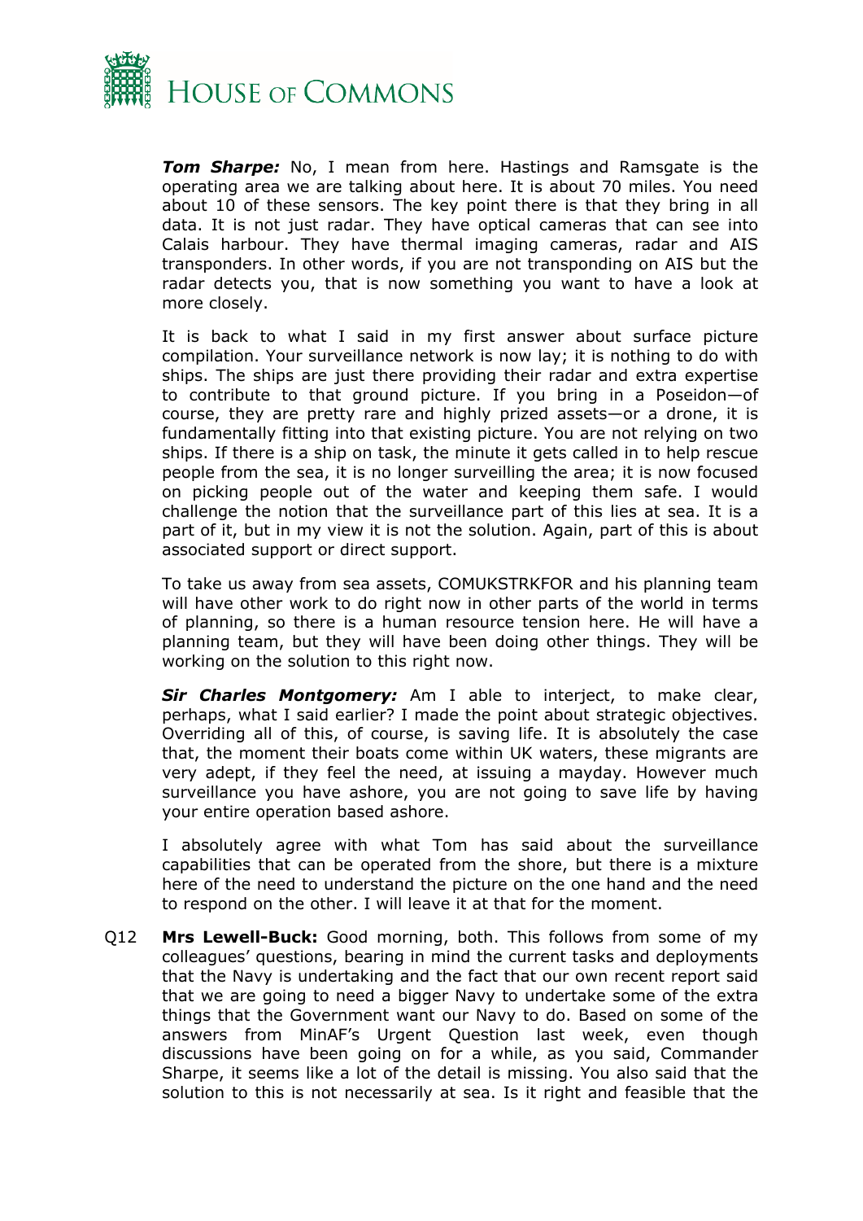***Tom Sharpe:*** No, I mean from here. Hastings and Ramsgate is the operating area we are talking about here. It is about 70 miles. You need about 10 of these sensors. The key point there is that they bring in all data. It is not just radar. They have optical cameras that can see into Calais harbour. They have thermal imaging cameras, radar and AIS transponders. In other words, if you are not transponding on AIS but the radar detects you, that is now something you want to have a look at more closely.

It is back to what I said in my first answer about surface picture compilation. Your surveillance network is now lay; it is nothing to do with ships. The ships are just there providing their radar and extra expertise to contribute to that ground picture. If you bring in a Poseidon—of course, they are pretty rare and highly prized assets—or a drone, it is fundamentally fitting into that existing picture. You are not relying on two ships. If there is a ship on task, the minute it gets called in to help rescue people from the sea, it is no longer surveilling the area; it is now focused on picking people out of the water and keeping them safe. I would challenge the notion that the surveillance part of this lies at sea. It is a part of it, but in my view it is not the solution. Again, part of this is about associated support or direct support.

To take us away from sea assets, COMUKSTRKFOR and his planning team will have other work to do right now in other parts of the world in terms of planning, so there is a human resource tension here. He will have a planning team, but they will have been doing other things. They will be working on the solution to this right now.

***Sir Charles Montgomery:*** Am I able to interject, to make clear, perhaps, what I said earlier? I made the point about strategic objectives. Overriding all of this, of course, is saving life. It is absolutely the case that, the moment their boats come within UK waters, these migrants are very adept, if they feel the need, at issuing a mayday. However much surveillance you have ashore, you are not going to save life by having your entire operation based ashore.

I absolutely agree with what Tom has said about the surveillance capabilities that can be operated from the shore, but there is a mixture here of the need to understand the picture on the one hand and the need to respond on the other. I will leave it at that for the moment.

Q12 **Mrs Lewell-Buck:** Good morning, both. This follows from some of my colleagues' questions, bearing in mind the current tasks and deployments that the Navy is undertaking and the fact that our own recent report said that we are going to need a bigger Navy to undertake some of the extra things that the Government want our Navy to do. Based on some of the answers from MinAF's Urgent Question last week, even though discussions have been going on for a while, as you said, Commander Sharpe, it seems like a lot of the detail is missing. You also said that the solution to this is not necessarily at sea. Is it right and feasible that the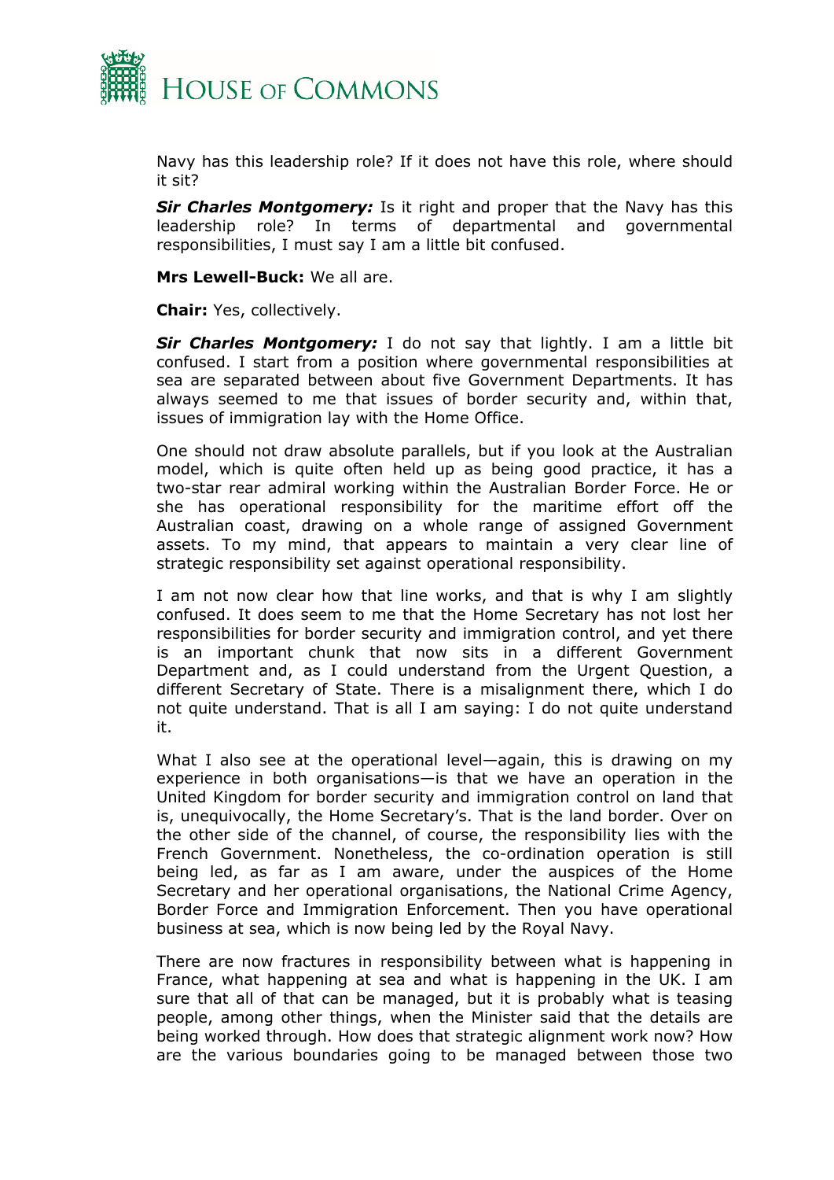Navy has this leadership role? If it does not have this role, where should it sit?

***Sir Charles Montgomery:*** Is it right and proper that the Navy has this leadership role? In terms of departmental and governmental responsibilities, I must say I am a little bit confused.

**Mrs Lewell-Buck:** We all are.

**Chair:** Yes, collectively.

***Sir Charles Montgomery:*** I do not say that lightly. I am a little bit confused. I start from a position where governmental responsibilities at sea are separated between about five Government Departments. It has always seemed to me that issues of border security and, within that, issues of immigration lay with the Home Office.

One should not draw absolute parallels, but if you look at the Australian model, which is quite often held up as being good practice, it has a two-star rear admiral working within the Australian Border Force. He or she has operational responsibility for the maritime effort off the Australian coast, drawing on a whole range of assigned Government assets. To my mind, that appears to maintain a very clear line of strategic responsibility set against operational responsibility.

I am not now clear how that line works, and that is why I am slightly confused. It does seem to me that the Home Secretary has not lost her responsibilities for border security and immigration control, and yet there is an important chunk that now sits in a different Government Department and, as I could understand from the Urgent Question, a different Secretary of State. There is a misalignment there, which I do not quite understand. That is all I am saying: I do not quite understand it.

What I also see at the operational level—again, this is drawing on my experience in both organisations—is that we have an operation in the United Kingdom for border security and immigration control on land that is, unequivocally, the Home Secretary's. That is the land border. Over on the other side of the channel, of course, the responsibility lies with the French Government. Nonetheless, the co-ordination operation is still being led, as far as I am aware, under the auspices of the Home Secretary and her operational organisations, the National Crime Agency, Border Force and Immigration Enforcement. Then you have operational business at sea, which is now being led by the Royal Navy.

There are now fractures in responsibility between what is happening in France, what happening at sea and what is happening in the UK. I am sure that all of that can be managed, but it is probably what is teasing people, among other things, when the Minister said that the details are being worked through. How does that strategic alignment work now? How are the various boundaries going to be managed between those two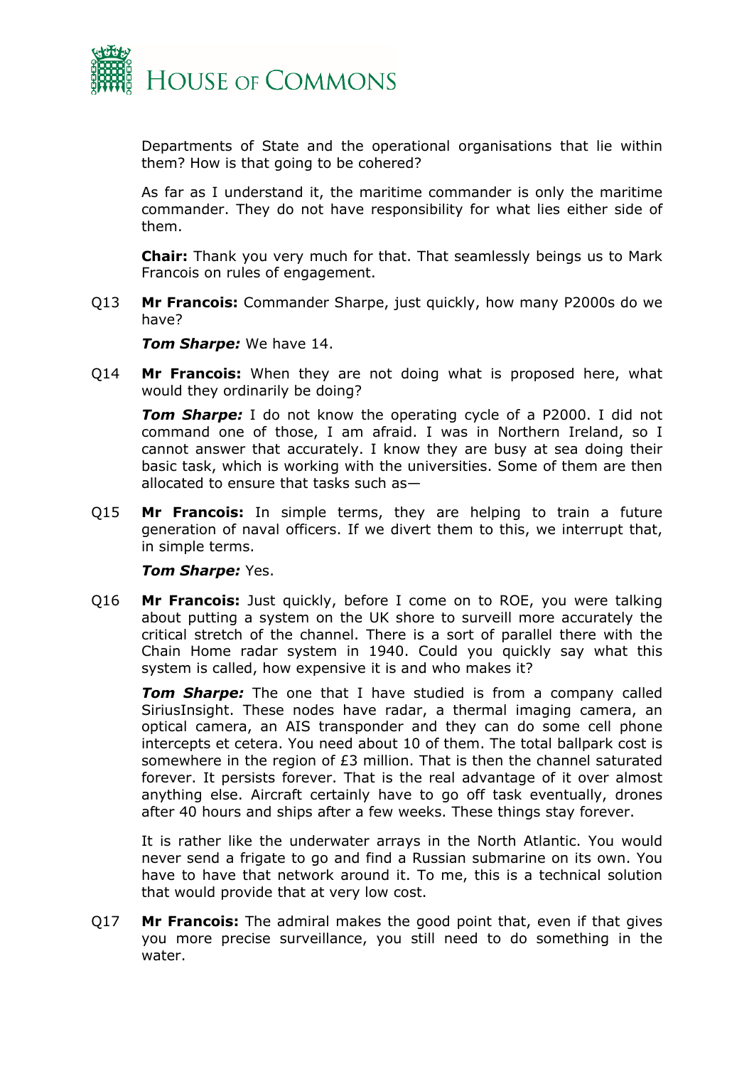Departments of State and the operational organisations that lie within them? How is that going to be cohered?

As far as I understand it, the maritime commander is only the maritime commander. They do not have responsibility for what lies either side of them.

**Chair:** Thank you very much for that. That seamlessly beings us to Mark Francois on rules of engagement.

Q13 **Mr Francois:** Commander Sharpe, just quickly, how many P2000s do we have?

***Tom Sharpe:*** We have 14.

Q14 **Mr Francois:** When they are not doing what is proposed here, what would they ordinarily be doing?

***Tom Sharpe:*** I do not know the operating cycle of a P2000. I did not command one of those, I am afraid. I was in Northern Ireland, so I cannot answer that accurately. I know they are busy at sea doing their basic task, which is working with the universities. Some of them are then allocated to ensure that tasks such as—

Q15 **Mr Francois:** In simple terms, they are helping to train a future generation of naval officers. If we divert them to this, we interrupt that, in simple terms.

***Tom Sharpe:*** Yes.

Q16 **Mr Francois:** Just quickly, before I come on to ROE, you were talking about putting a system on the UK shore to surveill more accurately the critical stretch of the channel. There is a sort of parallel there with the Chain Home radar system in 1940. Could you quickly say what this system is called, how expensive it is and who makes it?

***Tom Sharpe:*** The one that I have studied is from a company called SiriusInsight. These nodes have radar, a thermal imaging camera, an optical camera, an AIS transponder and they can do some cell phone intercepts et cetera. You need about 10 of them. The total ballpark cost is somewhere in the region of £3 million. That is then the channel saturated forever. It persists forever. That is the real advantage of it over almost anything else. Aircraft certainly have to go off task eventually, drones after 40 hours and ships after a few weeks. These things stay forever.

It is rather like the underwater arrays in the North Atlantic. You would never send a frigate to go and find a Russian submarine on its own. You have to have that network around it. To me, this is a technical solution that would provide that at very low cost.

Q17 **Mr Francois:** The admiral makes the good point that, even if that gives you more precise surveillance, you still need to do something in the water.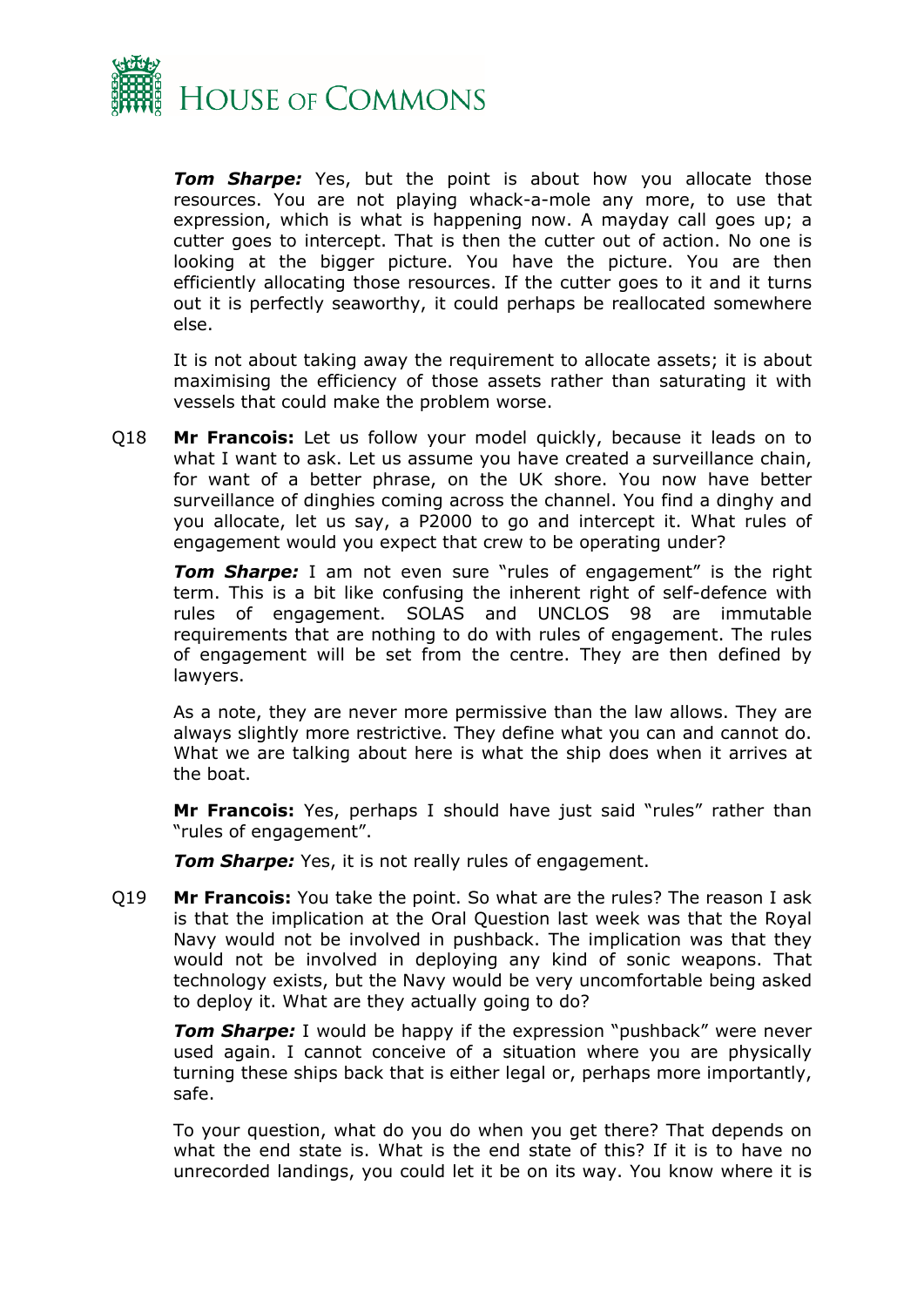***Tom Sharpe:*** Yes, but the point is about how you allocate those resources. You are not playing whack-a-mole any more, to use that expression, which is what is happening now. A mayday call goes up; a cutter goes to intercept. That is then the cutter out of action. No one is looking at the bigger picture. You have the picture. You are then efficiently allocating those resources. If the cutter goes to it and it turns out it is perfectly seaworthy, it could perhaps be reallocated somewhere else.

It is not about taking away the requirement to allocate assets; it is about maximising the efficiency of those assets rather than saturating it with vessels that could make the problem worse.

Q18 **Mr Francois:** Let us follow your model quickly, because it leads on to what I want to ask. Let us assume you have created a surveillance chain, for want of a better phrase, on the UK shore. You now have better surveillance of dinghies coming across the channel. You find a dinghy and you allocate, let us say, a P2000 to go and intercept it. What rules of engagement would you expect that crew to be operating under?

***Tom Sharpe:*** I am not even sure "rules of engagement" is the right term. This is a bit like confusing the inherent right of self-defence with rules of engagement. SOLAS and UNCLOS 98 are immutable requirements that are nothing to do with rules of engagement. The rules of engagement will be set from the centre. They are then defined by lawyers.

As a note, they are never more permissive than the law allows. They are always slightly more restrictive. They define what you can and cannot do. What we are talking about here is what the ship does when it arrives at the boat.

**Mr Francois:** Yes, perhaps I should have just said "rules" rather than "rules of engagement".

***Tom Sharpe:*** Yes, it is not really rules of engagement.

Q19 **Mr Francois:** You take the point. So what are the rules? The reason I ask is that the implication at the Oral Question last week was that the Royal Navy would not be involved in pushback. The implication was that they would not be involved in deploying any kind of sonic weapons. That technology exists, but the Navy would be very uncomfortable being asked to deploy it. What are they actually going to do?

***Tom Sharpe:*** I would be happy if the expression "pushback" were never used again. I cannot conceive of a situation where you are physically turning these ships back that is either legal or, perhaps more importantly, safe.

To your question, what do you do when you get there? That depends on what the end state is. What is the end state of this? If it is to have no unrecorded landings, you could let it be on its way. You know where it is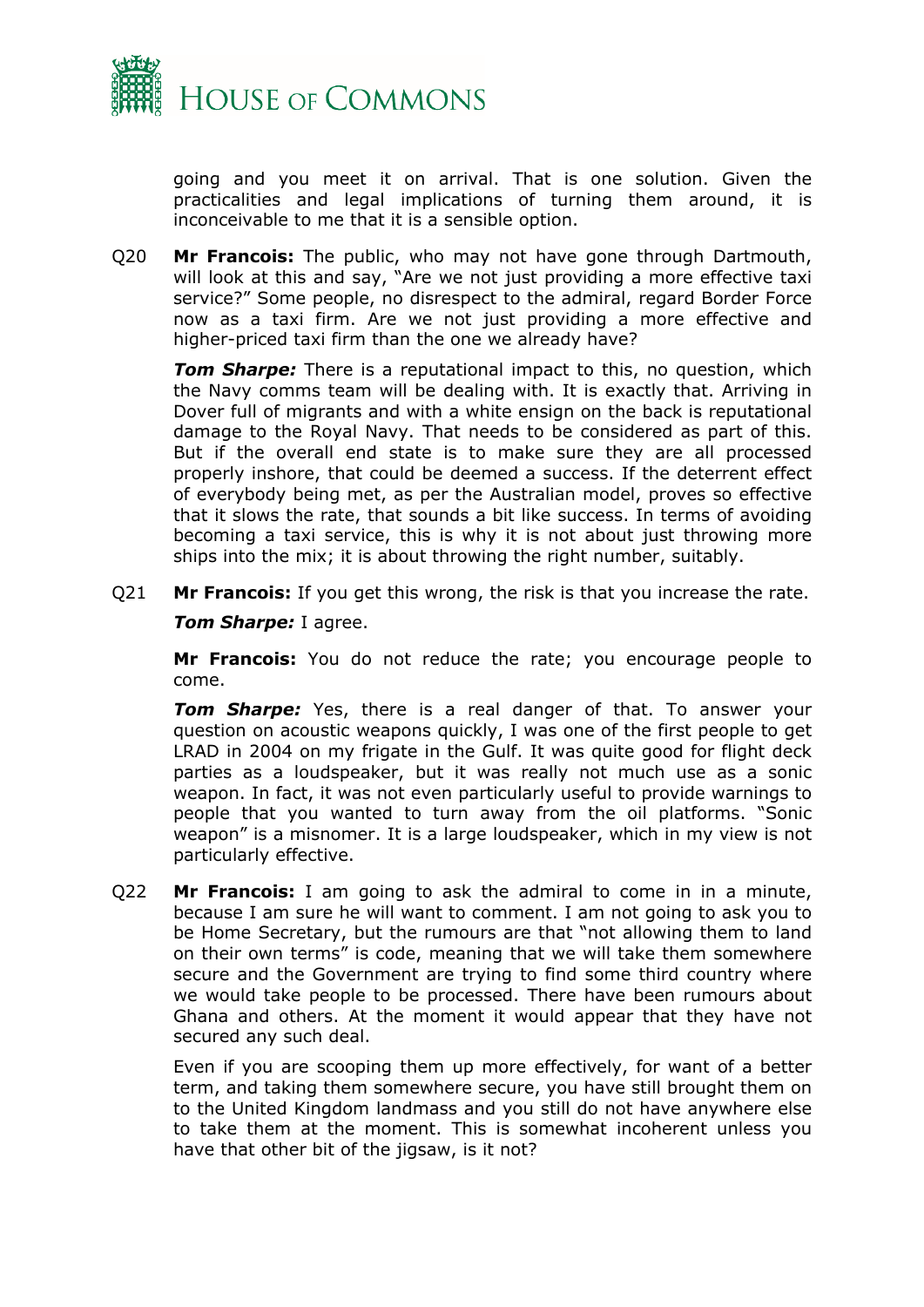going and you meet it on arrival. That is one solution. Given the practicalities and legal implications of turning them around, it is inconceivable to me that it is a sensible option.

Q20 **Mr Francois:** The public, who may not have gone through Dartmouth, will look at this and say, "Are we not just providing a more effective taxi service?" Some people, no disrespect to the admiral, regard Border Force now as a taxi firm. Are we not just providing a more effective and higher-priced taxi firm than the one we already have?

***Tom Sharpe:*** There is a reputational impact to this, no question, which the Navy comms team will be dealing with. It is exactly that. Arriving in Dover full of migrants and with a white ensign on the back is reputational damage to the Royal Navy. That needs to be considered as part of this. But if the overall end state is to make sure they are all processed properly inshore, that could be deemed a success. If the deterrent effect of everybody being met, as per the Australian model, proves so effective that it slows the rate, that sounds a bit like success. In terms of avoiding becoming a taxi service, this is why it is not about just throwing more ships into the mix; it is about throwing the right number, suitably.

Q21 **Mr Francois:** If you get this wrong, the risk is that you increase the rate.

***Tom Sharpe:*** I agree.

**Mr Francois:** You do not reduce the rate; you encourage people to come.

***Tom Sharpe:*** Yes, there is a real danger of that. To answer your question on acoustic weapons quickly, I was one of the first people to get LRAD in 2004 on my frigate in the Gulf. It was quite good for flight deck parties as a loudspeaker, but it was really not much use as a sonic weapon. In fact, it was not even particularly useful to provide warnings to people that you wanted to turn away from the oil platforms. "Sonic weapon" is a misnomer. It is a large loudspeaker, which in my view is not particularly effective.

Q22 **Mr Francois:** I am going to ask the admiral to come in in a minute, because I am sure he will want to comment. I am not going to ask you to be Home Secretary, but the rumours are that "not allowing them to land on their own terms" is code, meaning that we will take them somewhere secure and the Government are trying to find some third country where we would take people to be processed. There have been rumours about Ghana and others. At the moment it would appear that they have not secured any such deal.

Even if you are scooping them up more effectively, for want of a better term, and taking them somewhere secure, you have still brought them on to the United Kingdom landmass and you still do not have anywhere else to take them at the moment. This is somewhat incoherent unless you have that other bit of the jigsaw, is it not?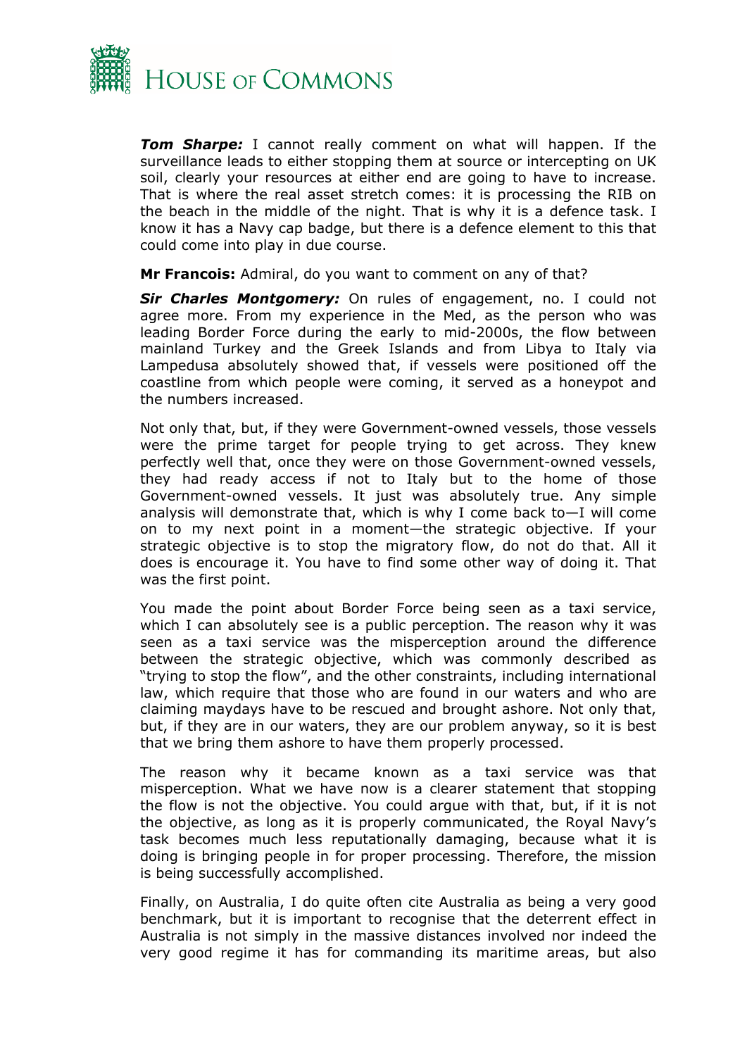***Tom Sharpe:*** I cannot really comment on what will happen. If the surveillance leads to either stopping them at source or intercepting on UK soil, clearly your resources at either end are going to have to increase. That is where the real asset stretch comes: it is processing the RIB on the beach in the middle of the night. That is why it is a defence task. I know it has a Navy cap badge, but there is a defence element to this that could come into play in due course.

**Mr Francois:** Admiral, do you want to comment on any of that?

***Sir Charles Montgomery:*** On rules of engagement, no. I could not agree more. From my experience in the Med, as the person who was leading Border Force during the early to mid-2000s, the flow between mainland Turkey and the Greek Islands and from Libya to Italy via Lampedusa absolutely showed that, if vessels were positioned off the coastline from which people were coming, it served as a honeypot and the numbers increased.

Not only that, but, if they were Government-owned vessels, those vessels were the prime target for people trying to get across. They knew perfectly well that, once they were on those Government-owned vessels, they had ready access if not to Italy but to the home of those Government-owned vessels. It just was absolutely true. Any simple analysis will demonstrate that, which is why I come back to—I will come on to my next point in a moment—the strategic objective. If your strategic objective is to stop the migratory flow, do not do that. All it does is encourage it. You have to find some other way of doing it. That was the first point.

You made the point about Border Force being seen as a taxi service, which I can absolutely see is a public perception. The reason why it was seen as a taxi service was the misperception around the difference between the strategic objective, which was commonly described as "trying to stop the flow", and the other constraints, including international law, which require that those who are found in our waters and who are claiming maydays have to be rescued and brought ashore. Not only that, but, if they are in our waters, they are our problem anyway, so it is best that we bring them ashore to have them properly processed.

The reason why it became known as a taxi service was that misperception. What we have now is a clearer statement that stopping the flow is not the objective. You could argue with that, but, if it is not the objective, as long as it is properly communicated, the Royal Navy's task becomes much less reputationally damaging, because what it is doing is bringing people in for proper processing. Therefore, the mission is being successfully accomplished.

Finally, on Australia, I do quite often cite Australia as being a very good benchmark, but it is important to recognise that the deterrent effect in Australia is not simply in the massive distances involved nor indeed the very good regime it has for commanding its maritime areas, but also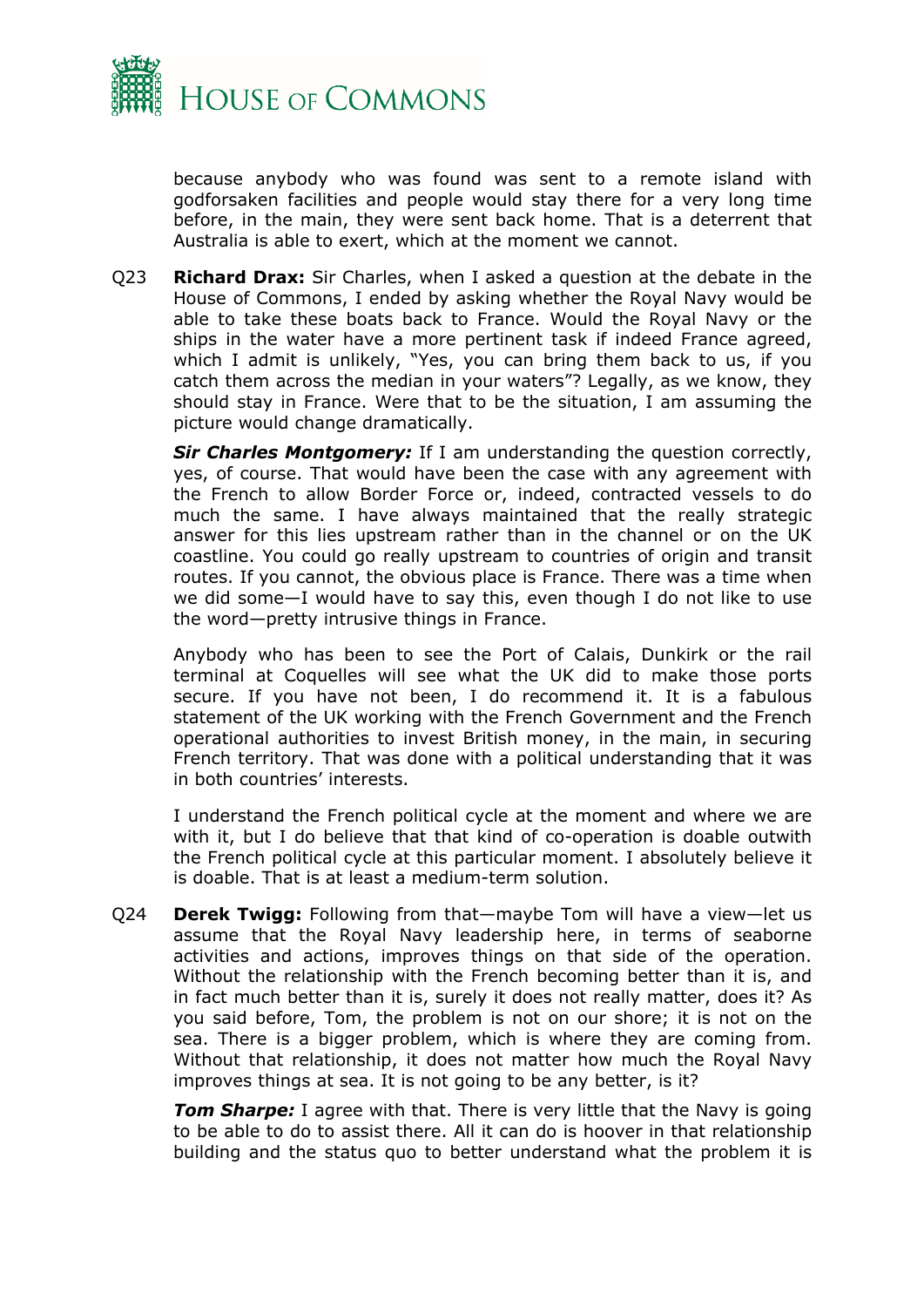because anybody who was found was sent to a remote island with godforsaken facilities and people would stay there for a very long time before, in the main, they were sent back home. That is a deterrent that Australia is able to exert, which at the moment we cannot.

Q23 **Richard Drax:** Sir Charles, when I asked a question at the debate in the House of Commons, I ended by asking whether the Royal Navy would be able to take these boats back to France. Would the Royal Navy or the ships in the water have a more pertinent task if indeed France agreed, which I admit is unlikely, "Yes, you can bring them back to us, if you catch them across the median in your waters"? Legally, as we know, they should stay in France. Were that to be the situation, I am assuming the picture would change dramatically.

***Sir Charles Montgomery:*** If I am understanding the question correctly, yes, of course. That would have been the case with any agreement with the French to allow Border Force or, indeed, contracted vessels to do much the same. I have always maintained that the really strategic answer for this lies upstream rather than in the channel or on the UK coastline. You could go really upstream to countries of origin and transit routes. If you cannot, the obvious place is France. There was a time when we did some—I would have to say this, even though I do not like to use the word—pretty intrusive things in France.

Anybody who has been to see the Port of Calais, Dunkirk or the rail terminal at Coquelles will see what the UK did to make those ports secure. If you have not been, I do recommend it. It is a fabulous statement of the UK working with the French Government and the French operational authorities to invest British money, in the main, in securing French territory. That was done with a political understanding that it was in both countries' interests.

I understand the French political cycle at the moment and where we are with it, but I do believe that that kind of co-operation is doable outwith the French political cycle at this particular moment. I absolutely believe it is doable. That is at least a medium-term solution.

Q24 **Derek Twigg:** Following from that—maybe Tom will have a view—let us assume that the Royal Navy leadership here, in terms of seaborne activities and actions, improves things on that side of the operation. Without the relationship with the French becoming better than it is, and in fact much better than it is, surely it does not really matter, does it? As you said before, Tom, the problem is not on our shore; it is not on the sea. There is a bigger problem, which is where they are coming from. Without that relationship, it does not matter how much the Royal Navy improves things at sea. It is not going to be any better, is it?

***Tom Sharpe:*** I agree with that. There is very little that the Navy is going to be able to do to assist there. All it can do is hoover in that relationship building and the status quo to better understand what the problem it is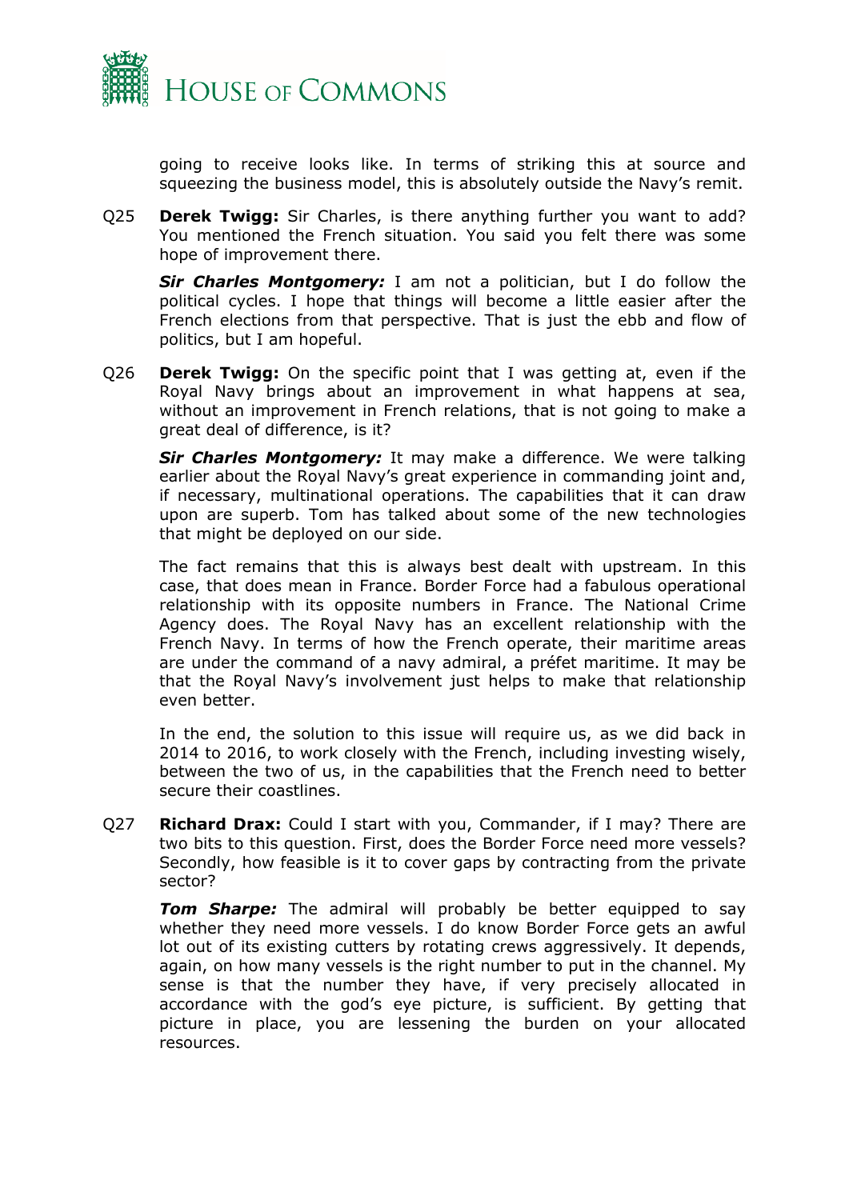going to receive looks like. In terms of striking this at source and squeezing the business model, this is absolutely outside the Navy's remit.

Q25 **Derek Twigg:** Sir Charles, is there anything further you want to add? You mentioned the French situation. You said you felt there was some hope of improvement there.

***Sir Charles Montgomery:*** I am not a politician, but I do follow the political cycles. I hope that things will become a little easier after the French elections from that perspective. That is just the ebb and flow of politics, but I am hopeful.

Q26 **Derek Twigg:** On the specific point that I was getting at, even if the Royal Navy brings about an improvement in what happens at sea, without an improvement in French relations, that is not going to make a great deal of difference, is it?

***Sir Charles Montgomery:*** It may make a difference. We were talking earlier about the Royal Navy's great experience in commanding joint and, if necessary, multinational operations. The capabilities that it can draw upon are superb. Tom has talked about some of the new technologies that might be deployed on our side.

The fact remains that this is always best dealt with upstream. In this case, that does mean in France. Border Force had a fabulous operational relationship with its opposite numbers in France. The National Crime Agency does. The Royal Navy has an excellent relationship with the French Navy. In terms of how the French operate, their maritime areas are under the command of a navy admiral, a préfet maritime. It may be that the Royal Navy's involvement just helps to make that relationship even better.

In the end, the solution to this issue will require us, as we did back in 2014 to 2016, to work closely with the French, including investing wisely, between the two of us, in the capabilities that the French need to better secure their coastlines.

Q27 **Richard Drax:** Could I start with you, Commander, if I may? There are two bits to this question. First, does the Border Force need more vessels? Secondly, how feasible is it to cover gaps by contracting from the private sector?

***Tom Sharpe:*** The admiral will probably be better equipped to say whether they need more vessels. I do know Border Force gets an awful lot out of its existing cutters by rotating crews aggressively. It depends, again, on how many vessels is the right number to put in the channel. My sense is that the number they have, if very precisely allocated in accordance with the god's eye picture, is sufficient. By getting that picture in place, you are lessening the burden on your allocated resources.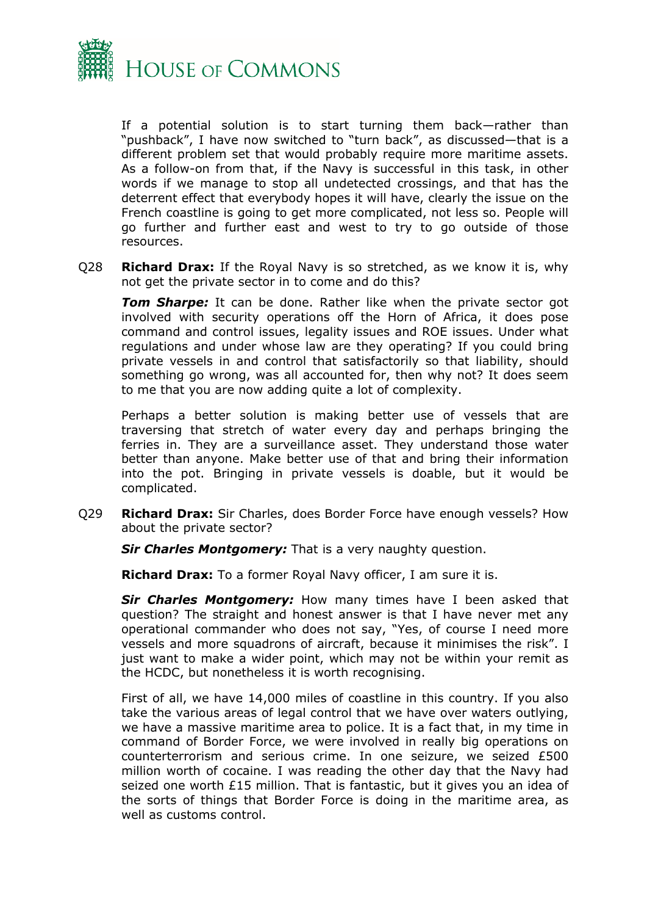If a potential solution is to start turning them back—rather than "pushback", I have now switched to "turn back", as discussed—that is a different problem set that would probably require more maritime assets. As a follow-on from that, if the Navy is successful in this task, in other words if we manage to stop all undetected crossings, and that has the deterrent effect that everybody hopes it will have, clearly the issue on the French coastline is going to get more complicated, not less so. People will go further and further east and west to try to go outside of those resources.

Q28 **Richard Drax:** If the Royal Navy is so stretched, as we know it is, why not get the private sector in to come and do this?

***Tom Sharpe:*** It can be done. Rather like when the private sector got involved with security operations off the Horn of Africa, it does pose command and control issues, legality issues and ROE issues. Under what regulations and under whose law are they operating? If you could bring private vessels in and control that satisfactorily so that liability, should something go wrong, was all accounted for, then why not? It does seem to me that you are now adding quite a lot of complexity.

Perhaps a better solution is making better use of vessels that are traversing that stretch of water every day and perhaps bringing the ferries in. They are a surveillance asset. They understand those water better than anyone. Make better use of that and bring their information into the pot. Bringing in private vessels is doable, but it would be complicated.

Q29 **Richard Drax:** Sir Charles, does Border Force have enough vessels? How about the private sector?

***Sir Charles Montgomery:*** That is a very naughty question.

**Richard Drax:** To a former Royal Navy officer, I am sure it is.

***Sir Charles Montgomery:*** How many times have I been asked that question? The straight and honest answer is that I have never met any operational commander who does not say, "Yes, of course I need more vessels and more squadrons of aircraft, because it minimises the risk". I just want to make a wider point, which may not be within your remit as the HCDC, but nonetheless it is worth recognising.

First of all, we have 14,000 miles of coastline in this country. If you also take the various areas of legal control that we have over waters outlying, we have a massive maritime area to police. It is a fact that, in my time in command of Border Force, we were involved in really big operations on counterterrorism and serious crime. In one seizure, we seized £500 million worth of cocaine. I was reading the other day that the Navy had seized one worth £15 million. That is fantastic, but it gives you an idea of the sorts of things that Border Force is doing in the maritime area, as well as customs control.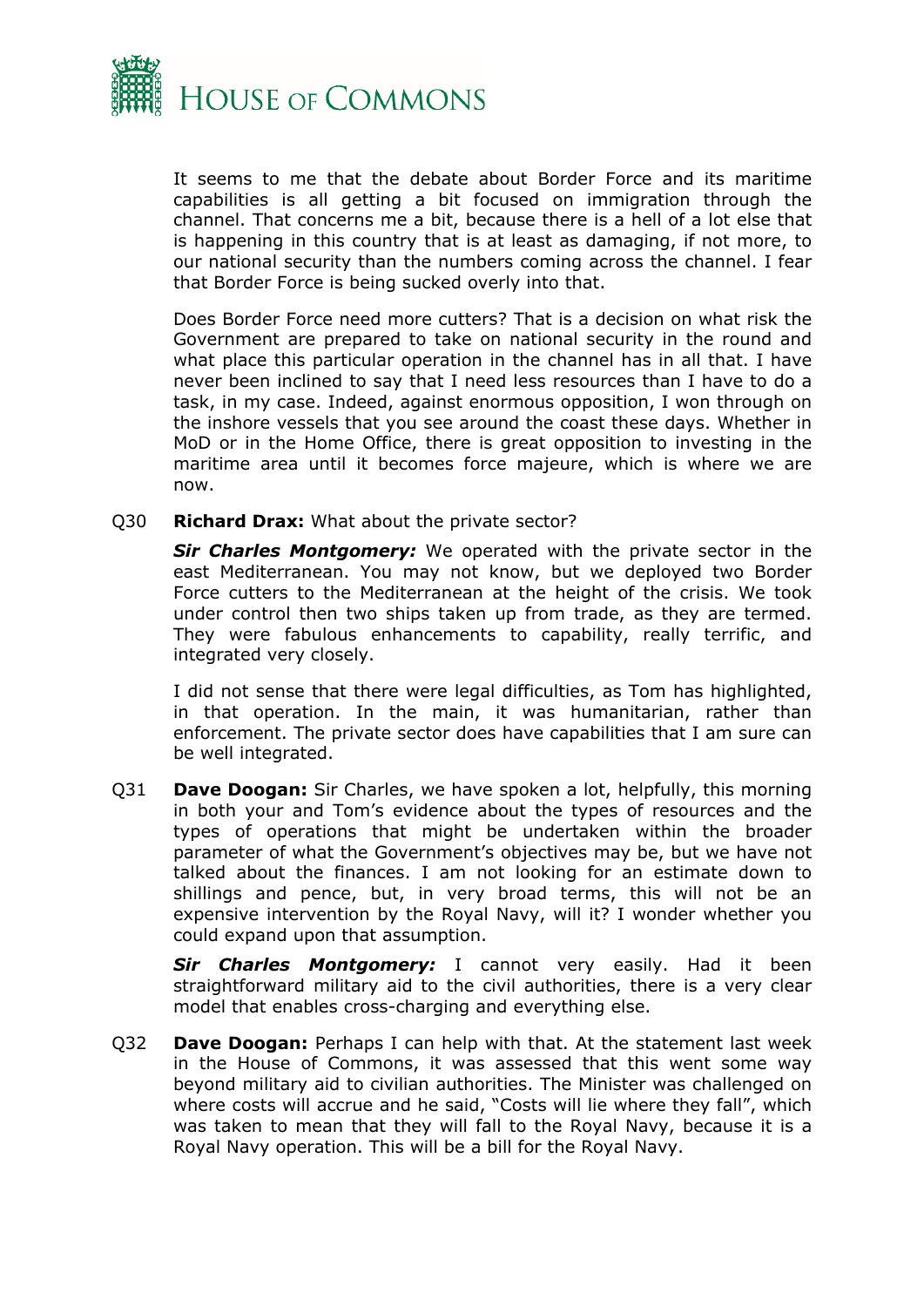It seems to me that the debate about Border Force and its maritime capabilities is all getting a bit focused on immigration through the channel. That concerns me a bit, because there is a hell of a lot else that is happening in this country that is at least as damaging, if not more, to our national security than the numbers coming across the channel. I fear that Border Force is being sucked overly into that.

Does Border Force need more cutters? That is a decision on what risk the Government are prepared to take on national security in the round and what place this particular operation in the channel has in all that. I have never been inclined to say that I need less resources than I have to do a task, in my case. Indeed, against enormous opposition, I won through on the inshore vessels that you see around the coast these days. Whether in MoD or in the Home Office, there is great opposition to investing in the maritime area until it becomes force majeure, which is where we are now.

Q30 **Richard Drax:** What about the private sector?

***Sir Charles Montgomery:*** We operated with the private sector in the east Mediterranean. You may not know, but we deployed two Border Force cutters to the Mediterranean at the height of the crisis. We took under control then two ships taken up from trade, as they are termed. They were fabulous enhancements to capability, really terrific, and integrated very closely.

I did not sense that there were legal difficulties, as Tom has highlighted, in that operation. In the main, it was humanitarian, rather than enforcement. The private sector does have capabilities that I am sure can be well integrated.

Q31 **Dave Doogan:** Sir Charles, we have spoken a lot, helpfully, this morning in both your and Tom's evidence about the types of resources and the types of operations that might be undertaken within the broader parameter of what the Government's objectives may be, but we have not talked about the finances. I am not looking for an estimate down to shillings and pence, but, in very broad terms, this will not be an expensive intervention by the Royal Navy, will it? I wonder whether you could expand upon that assumption.

***Sir Charles Montgomery:*** I cannot very easily. Had it been straightforward military aid to the civil authorities, there is a very clear model that enables cross-charging and everything else.

Q32 **Dave Doogan:** Perhaps I can help with that. At the statement last week in the House of Commons, it was assessed that this went some way beyond military aid to civilian authorities. The Minister was challenged on where costs will accrue and he said, "Costs will lie where they fall", which was taken to mean that they will fall to the Royal Navy, because it is a Royal Navy operation. This will be a bill for the Royal Navy.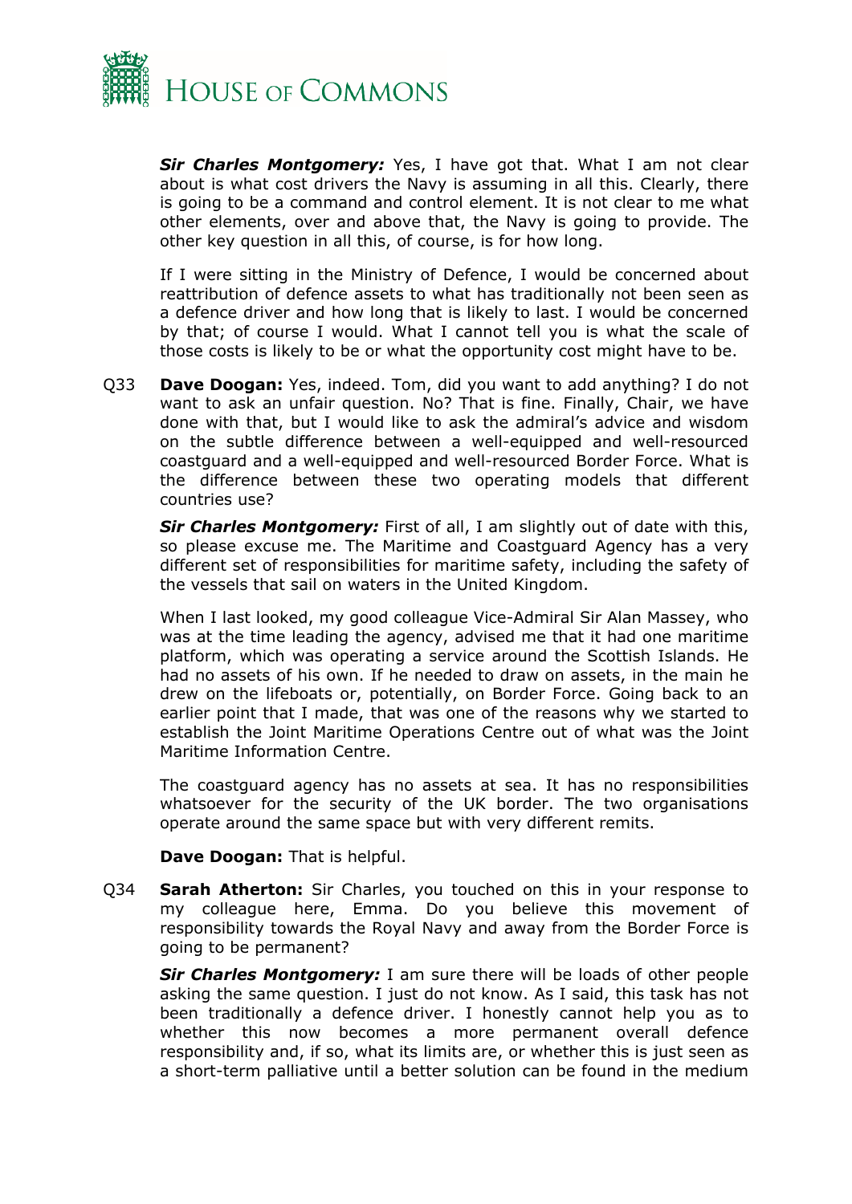***Sir Charles Montgomery:*** Yes, I have got that. What I am not clear about is what cost drivers the Navy is assuming in all this. Clearly, there is going to be a command and control element. It is not clear to me what other elements, over and above that, the Navy is going to provide. The other key question in all this, of course, is for how long.

If I were sitting in the Ministry of Defence, I would be concerned about reattribution of defence assets to what has traditionally not been seen as a defence driver and how long that is likely to last. I would be concerned by that; of course I would. What I cannot tell you is what the scale of those costs is likely to be or what the opportunity cost might have to be.

Q33 **Dave Doogan:** Yes, indeed. Tom, did you want to add anything? I do not want to ask an unfair question. No? That is fine. Finally, Chair, we have done with that, but I would like to ask the admiral's advice and wisdom on the subtle difference between a well-equipped and well-resourced coastguard and a well-equipped and well-resourced Border Force. What is the difference between these two operating models that different countries use?

***Sir Charles Montgomery:*** First of all, I am slightly out of date with this, so please excuse me. The Maritime and Coastguard Agency has a very different set of responsibilities for maritime safety, including the safety of the vessels that sail on waters in the United Kingdom.

When I last looked, my good colleague Vice-Admiral Sir Alan Massey, who was at the time leading the agency, advised me that it had one maritime platform, which was operating a service around the Scottish Islands. He had no assets of his own. If he needed to draw on assets, in the main he drew on the lifeboats or, potentially, on Border Force. Going back to an earlier point that I made, that was one of the reasons why we started to establish the Joint Maritime Operations Centre out of what was the Joint Maritime Information Centre.

The coastguard agency has no assets at sea. It has no responsibilities whatsoever for the security of the UK border. The two organisations operate around the same space but with very different remits.

**Dave Doogan:** That is helpful.

Q34 **Sarah Atherton:** Sir Charles, you touched on this in your response to my colleague here, Emma. Do you believe this movement of responsibility towards the Royal Navy and away from the Border Force is going to be permanent?

***Sir Charles Montgomery:*** I am sure there will be loads of other people asking the same question. I just do not know. As I said, this task has not been traditionally a defence driver. I honestly cannot help you as to whether this now becomes a more permanent overall defence responsibility and, if so, what its limits are, or whether this is just seen as a short-term palliative until a better solution can be found in the medium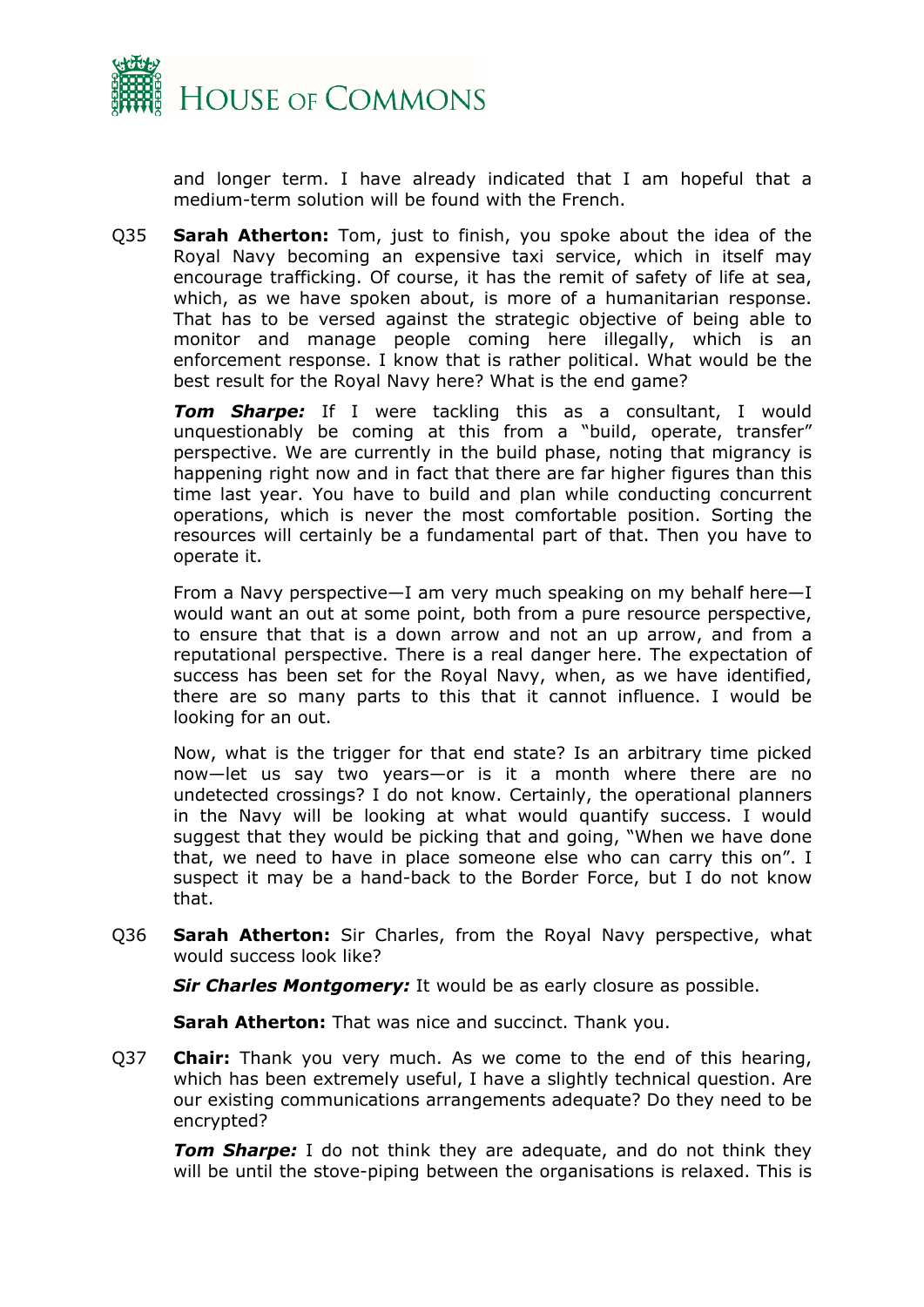and longer term. I have already indicated that I am hopeful that a medium-term solution will be found with the French.

Q35 **Sarah Atherton:** Tom, just to finish, you spoke about the idea of the Royal Navy becoming an expensive taxi service, which in itself may encourage trafficking. Of course, it has the remit of safety of life at sea, which, as we have spoken about, is more of a humanitarian response. That has to be versed against the strategic objective of being able to monitor and manage people coming here illegally, which is an enforcement response. I know that is rather political. What would be the best result for the Royal Navy here? What is the end game?

***Tom Sharpe:*** If I were tackling this as a consultant, I would unquestionably be coming at this from a "build, operate, transfer" perspective. We are currently in the build phase, noting that migrancy is happening right now and in fact that there are far higher figures than this time last year. You have to build and plan while conducting concurrent operations, which is never the most comfortable position. Sorting the resources will certainly be a fundamental part of that. Then you have to operate it.

From a Navy perspective—I am very much speaking on my behalf here—I would want an out at some point, both from a pure resource perspective, to ensure that that is a down arrow and not an up arrow, and from a reputational perspective. There is a real danger here. The expectation of success has been set for the Royal Navy, when, as we have identified, there are so many parts to this that it cannot influence. I would be looking for an out.

Now, what is the trigger for that end state? Is an arbitrary time picked now—let us say two years—or is it a month where there are no undetected crossings? I do not know. Certainly, the operational planners in the Navy will be looking at what would quantify success. I would suggest that they would be picking that and going, "When we have done that, we need to have in place someone else who can carry this on". I suspect it may be a hand-back to the Border Force, but I do not know that.

Q36 **Sarah Atherton:** Sir Charles, from the Royal Navy perspective, what would success look like?

***Sir Charles Montgomery:*** It would be as early closure as possible.

**Sarah Atherton:** That was nice and succinct. Thank you.

Q37 **Chair:** Thank you very much. As we come to the end of this hearing, which has been extremely useful, I have a slightly technical question. Are our existing communications arrangements adequate? Do they need to be encrypted?

***Tom Sharpe:*** I do not think they are adequate, and do not think they will be until the stove-piping between the organisations is relaxed. This is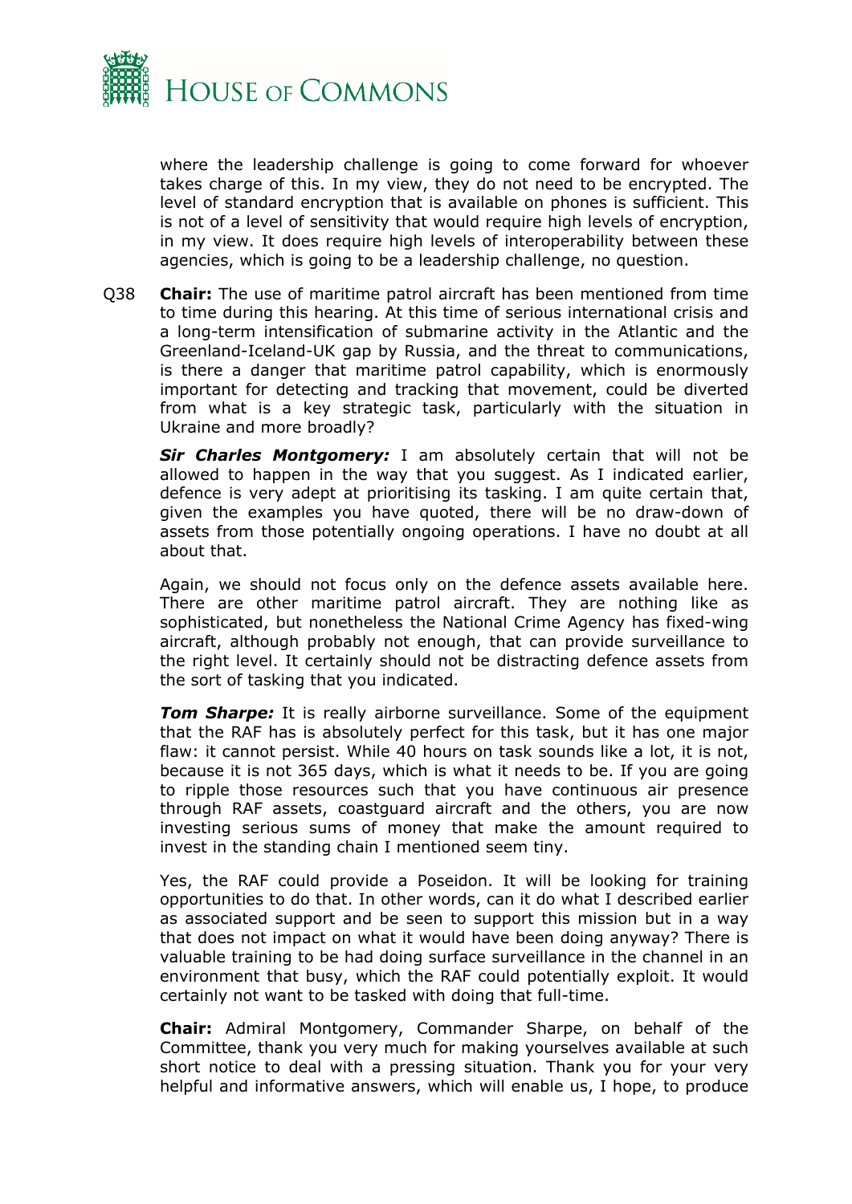where the leadership challenge is going to come forward for whoever takes charge of this. In my view, they do not need to be encrypted. The level of standard encryption that is available on phones is sufficient. This is not of a level of sensitivity that would require high levels of encryption, in my view. It does require high levels of interoperability between these agencies, which is going to be a leadership challenge, no question.

Q38 **Chair:** The use of maritime patrol aircraft has been mentioned from time to time during this hearing. At this time of serious international crisis and a long-term intensification of submarine activity in the Atlantic and the Greenland-Iceland-UK gap by Russia, and the threat to communications, is there a danger that maritime patrol capability, which is enormously important for detecting and tracking that movement, could be diverted from what is a key strategic task, particularly with the situation in Ukraine and more broadly?

***Sir Charles Montgomery:*** I am absolutely certain that will not be allowed to happen in the way that you suggest. As I indicated earlier, defence is very adept at prioritising its tasking. I am quite certain that, given the examples you have quoted, there will be no draw-down of assets from those potentially ongoing operations. I have no doubt at all about that.

Again, we should not focus only on the defence assets available here. There are other maritime patrol aircraft. They are nothing like as sophisticated, but nonetheless the National Crime Agency has fixed-wing aircraft, although probably not enough, that can provide surveillance to the right level. It certainly should not be distracting defence assets from the sort of tasking that you indicated.

***Tom Sharpe:*** It is really airborne surveillance. Some of the equipment that the RAF has is absolutely perfect for this task, but it has one major flaw: it cannot persist. While 40 hours on task sounds like a lot, it is not, because it is not 365 days, which is what it needs to be. If you are going to ripple those resources such that you have continuous air presence through RAF assets, coastguard aircraft and the others, you are now investing serious sums of money that make the amount required to invest in the standing chain I mentioned seem tiny.

Yes, the RAF could provide a Poseidon. It will be looking for training opportunities to do that. In other words, can it do what I described earlier as associated support and be seen to support this mission but in a way that does not impact on what it would have been doing anyway? There is valuable training to be had doing surface surveillance in the channel in an environment that busy, which the RAF could potentially exploit. It would certainly not want to be tasked with doing that full-time.

**Chair:** Admiral Montgomery, Commander Sharpe, on behalf of the Committee, thank you very much for making yourselves available at such short notice to deal with a pressing situation. Thank you for your very helpful and informative answers, which will enable us, I hope, to produce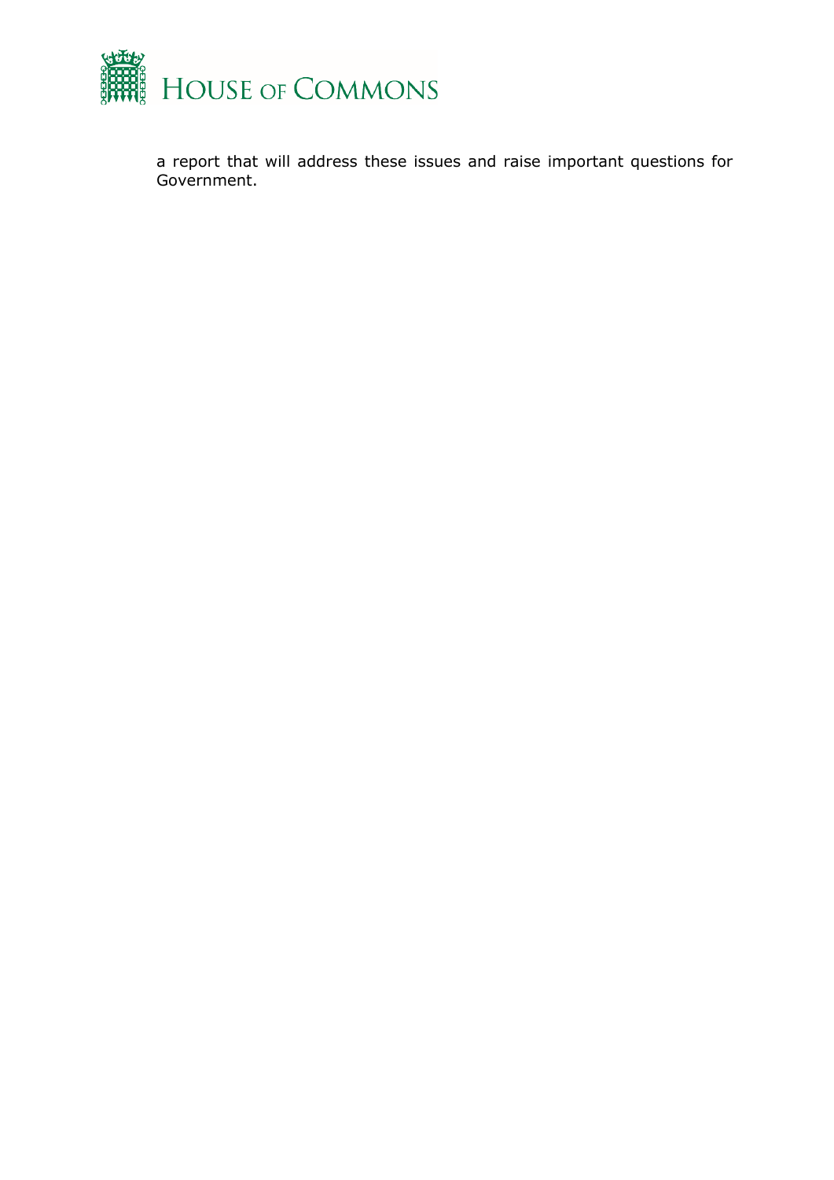a report that will address these issues and raise important questions for Government.